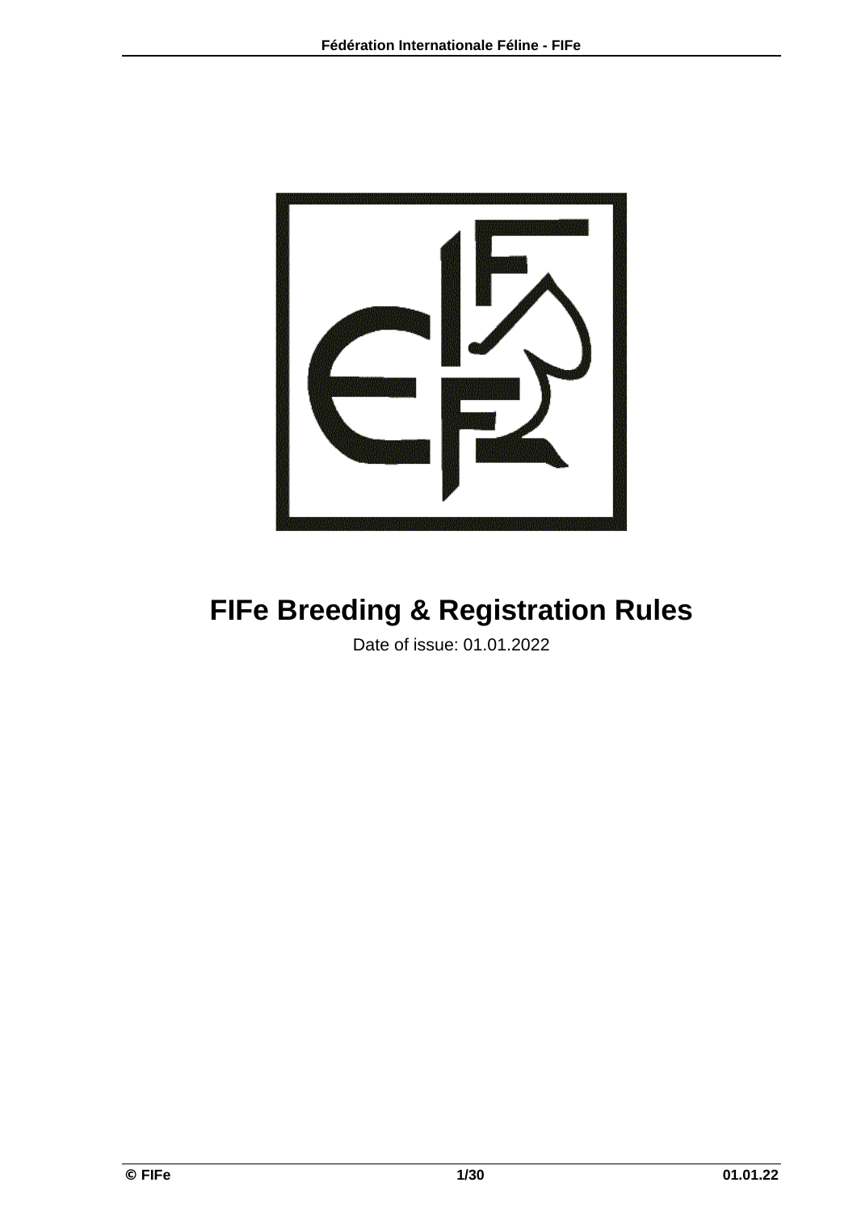# FIFe Breeding & Registration Rules

Date of issue: 01.01.2022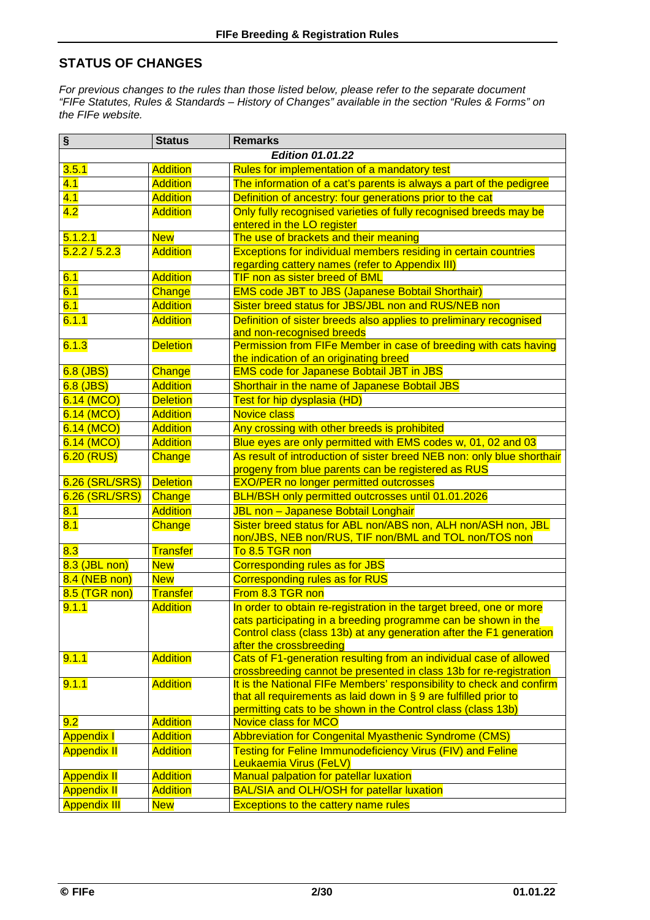## STATUS OF CHANGES

*For previous changes to the rules than those listed below, please refer to the separate document "FIFe Statutes, Rules & Standards – History of Changes" available in the section "Rules & Forms" on the FIFe website.*

| § | Status | Remarks |
|---|---|---|
| | | ***Edition 01.01.22*** |
| 3.5.1 | Addition | Rules for implementation of a mandatory test |
| 4.1 | Addition | The information of a cat's parents is always a part of the pedigree |
| 4.1 | Addition | Definition of ancestry: four generations prior to the cat |
| 4.2 | Addition | Only fully recognised varieties of fully recognised breeds may be entered in the LO register |
| 5.1.2.1 | New | The use of brackets and their meaning |
| 5.2.2 / 5.2.3 | Addition | Exceptions for individual members residing in certain countries regarding cattery names (refer to Appendix III) |
| 6.1 | Addition | TIF non as sister breed of BML |
| 6.1 | Change | EMS code JBT to JBS (Japanese Bobtail Shorthair) |
| 6.1 | Addition | Sister breed status for JBS/JBL non and RUS/NEB non |
| 6.1.1 | Addition | Definition of sister breeds also applies to preliminary recognised and non-recognised breeds |
| 6.1.3 | Deletion | Permission from FIFe Member in case of breeding with cats having the indication of an originating breed |
| 6.8 (JBS) | Change | EMS code for Japanese Bobtail JBT in JBS |
| 6.8 (JBS) | Addition | Shorthair in the name of Japanese Bobtail JBS |
| 6.14 (MCO) | Deletion | Test for hip dysplasia (HD) |
| 6.14 (MCO) | Addition | Novice class |
| 6.14 (MCO) | Addition | Any crossing with other breeds is prohibited |
| 6.14 (MCO) | Addition | Blue eyes are only permitted with EMS codes w, 01, 02 and 03 |
| 6.20 (RUS) | Change | As result of introduction of sister breed NEB non: only blue shorthair progeny from blue parents can be registered as RUS |
| 6.26 (SRL/SRS) | Deletion | EXO/PER no longer permitted outcrosses |
| 6.26 (SRL/SRS) | Change | BLH/BSH only permitted outcrosses until 01.01.2026 |
| 8.1 | Addition | JBL non – Japanese Bobtail Longhair |
| 8.1 | Change | Sister breed status for ABL non/ABS non, ALH non/ASH non, JBL non/JBS, NEB non/RUS, TIF non/BML and TOL non/TOS non |
| 8.3 | Transfer | To 8.5 TGR non |
| 8.3 (JBL non) | New | Corresponding rules as for JBS |
| 8.4 (NEB non) | New | Corresponding rules as for RUS |
| 8.5 (TGR non) | Transfer | From 8.3 TGR non |
| 9.1.1 | Addition | In order to obtain re-registration in the target breed, one or more cats participating in a breeding programme can be shown in the Control class (class 13b) at any generation after the F1 generation after the crossbreeding |
| 9.1.1 | Addition | Cats of F1-generation resulting from an individual case of allowed crossbreeding cannot be presented in class 13b for re-registration |
| 9.1.1 | Addition | It is the National FIFe Members' responsibility to check and confirm that all requirements as laid down in § 9 are fulfilled prior to permitting cats to be shown in the Control class (class 13b) |
| 9.2 | Addition | Novice class for MCO |
| Appendix I | Addition | Abbreviation for Congenital Myasthenic Syndrome (CMS) |
| Appendix II | Addition | Testing for Feline Immunodeficiency Virus (FIV) and Feline Leukaemia Virus (FeLV) |
| Appendix II | Addition | Manual palpation for patellar luxation |
| Appendix II | Addition | BAL/SIA and OLH/OSH for patellar luxation |
| Appendix III | New | Exceptions to the cattery name rules |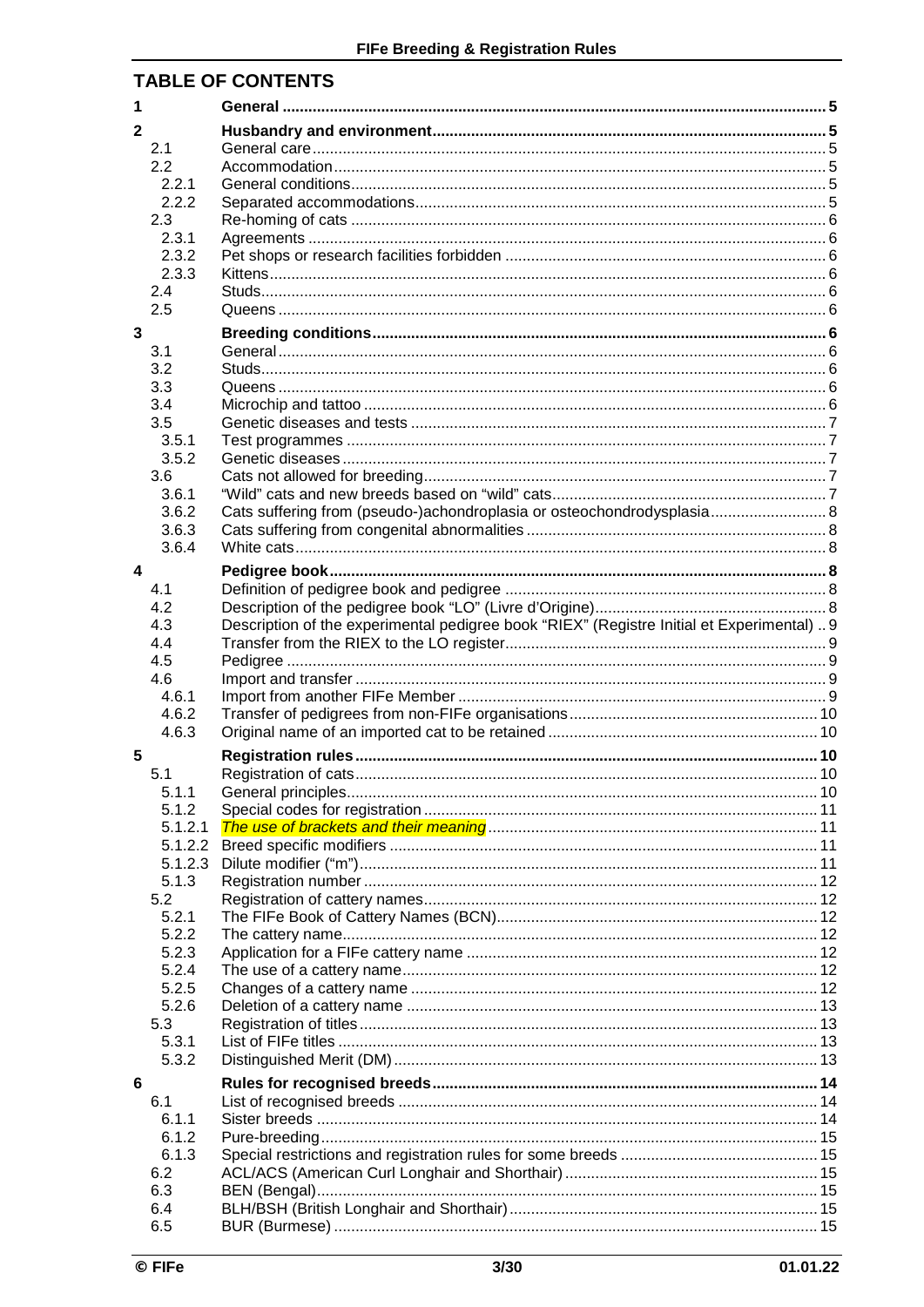## TABLE OF CONTENTS

| | | |
|---|---|---|
| **1** | **General** | **5** |
| **2** | **Husbandry and environment** | **5** |
| 2.1 | General care | 5 |
| 2.2 | Accommodation | 5 |
| 2.2.1 | General conditions | 5 |
| 2.2.2 | Separated accommodations | 5 |
| 2.3 | Re-homing of cats | 6 |
| 2.3.1 | Agreements | 6 |
| 2.3.2 | Pet shops or research facilities forbidden | 6 |
| 2.3.3 | Kittens | 6 |
| 2.4 | Studs | 6 |
| 2.5 | Queens | 6 |
| **3** | **Breeding conditions** | **6** |
| 3.1 | General | 6 |
| 3.2 | Studs | 6 |
| 3.3 | Queens | 6 |
| 3.4 | Microchip and tattoo | 6 |
| 3.5 | Genetic diseases and tests | 7 |
| 3.5.1 | Test programmes | 7 |
| 3.5.2 | Genetic diseases | 7 |
| 3.6 | Cats not allowed for breeding | 7 |
| 3.6.1 | "Wild" cats and new breeds based on "wild" cats | 7 |
| 3.6.2 | Cats suffering from (pseudo-)achondroplasia or osteochondrodysplasia | 8 |
| 3.6.3 | Cats suffering from congenital abnormalities | 8 |
| 3.6.4 | White cats | 8 |
| **4** | **Pedigree book** | **8** |
| 4.1 | Definition of pedigree book and pedigree | 8 |
| 4.2 | Description of the pedigree book "LO" (Livre d'Origine) | 8 |
| 4.3 | Description of the experimental pedigree book "RIEX" (Registre Initial et Experimental) | 9 |
| 4.4 | Transfer from the RIEX to the LO register | 9 |
| 4.5 | Pedigree | 9 |
| 4.6 | Import and transfer | 9 |
| 4.6.1 | Import from another FIFe Member | 9 |
| 4.6.2 | Transfer of pedigrees from non-FIFe organisations | 10 |
| 4.6.3 | Original name of an imported cat to be retained | 10 |
| **5** | **Registration rules** | **10** |
| 5.1 | Registration of cats | 10 |
| 5.1.1 | General principles | 10 |
| 5.1.2 | Special codes for registration | 11 |
| 5.1.2.1 | *The use of brackets and their meaning* | 11 |
| 5.1.2.2 | Breed specific modifiers | 11 |
| 5.1.2.3 | Dilute modifier ("m") | 11 |
| 5.1.3 | Registration number | 12 |
| 5.2 | Registration of cattery names | 12 |
| 5.2.1 | The FIFe Book of Cattery Names (BCN) | 12 |
| 5.2.2 | The cattery name | 12 |
| 5.2.3 | Application for a FIFe cattery name | 12 |
| 5.2.4 | The use of a cattery name | 12 |
| 5.2.5 | Changes of a cattery name | 12 |
| 5.2.6 | Deletion of a cattery name | 13 |
| 5.3 | Registration of titles | 13 |
| 5.3.1 | List of FIFe titles | 13 |
| 5.3.2 | Distinguished Merit (DM) | 13 |
| **6** | **Rules for recognised breeds** | **14** |
| 6.1 | List of recognised breeds | 14 |
| 6.1.1 | Sister breeds | 14 |
| 6.1.2 | Pure-breeding | 15 |
| 6.1.3 | Special restrictions and registration rules for some breeds | 15 |
| 6.2 | ACL/ACS (American Curl Longhair and Shorthair) | 15 |
| 6.3 | BEN (Bengal) | 15 |
| 6.4 | BLH/BSH (British Longhair and Shorthair) | 15 |
| 6.5 | BUR (Burmese) | 15 |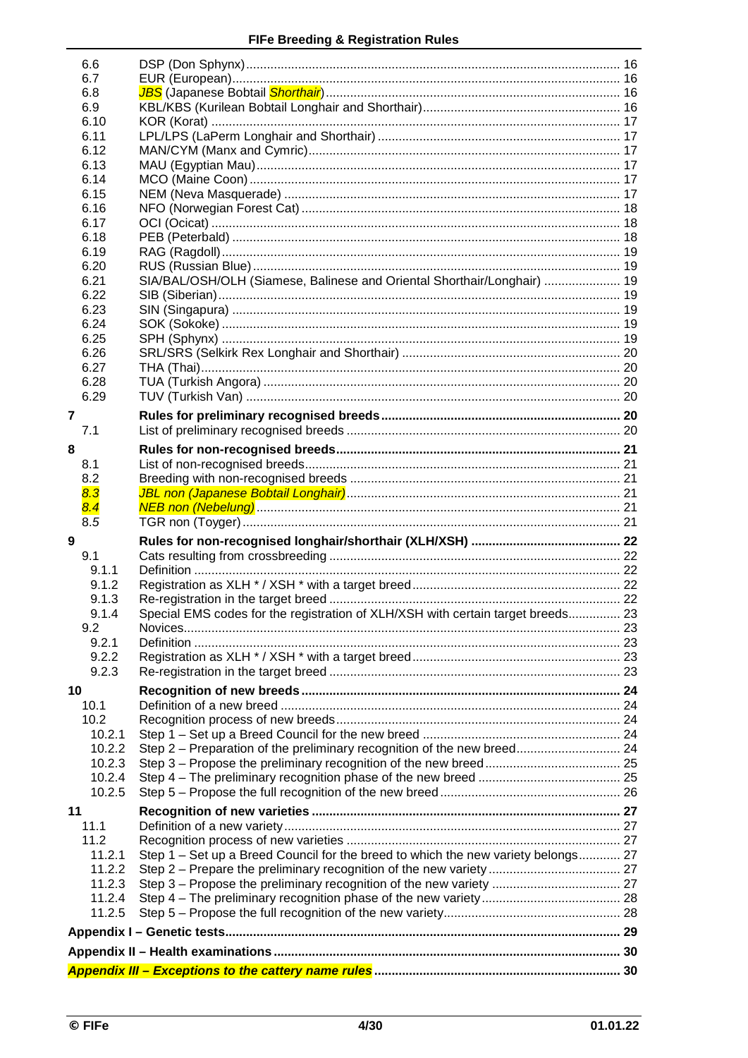| | | |
|---|---|---|
| 6.6 | DSP (Don Sphynx) | 16 |
| 6.7 | EUR (European) | 16 |
| 6.8 | JBS (Japanese Bobtail Shorthair) | 16 |
| 6.9 | KBL/KBS (Kurilean Bobtail Longhair and Shorthair) | 16 |
| 6.10 | KOR (Korat) | 17 |
| 6.11 | LPL/LPS (LaPerm Longhair and Shorthair) | 17 |
| 6.12 | MAN/CYM (Manx and Cymric) | 17 |
| 6.13 | MAU (Egyptian Mau) | 17 |
| 6.14 | MCO (Maine Coon) | 17 |
| 6.15 | NEM (Neva Masquerade) | 17 |
| 6.16 | NFO (Norwegian Forest Cat) | 18 |
| 6.17 | OCI (Ocicat) | 18 |
| 6.18 | PEB (Peterbald) | 18 |
| 6.19 | RAG (Ragdoll) | 19 |
| 6.20 | RUS (Russian Blue) | 19 |
| 6.21 | SIA/BAL/OSH/OLH (Siamese, Balinese and Oriental Shorthair/Longhair) | 19 |
| 6.22 | SIB (Siberian) | 19 |
| 6.23 | SIN (Singapura) | 19 |
| 6.24 | SOK (Sokoke) | 19 |
| 6.25 | SPH (Sphynx) | 19 |
| 6.26 | SRL/SRS (Selkirk Rex Longhair and Shorthair) | 20 |
| 6.27 | THA (Thai) | 20 |
| 6.28 | TUA (Turkish Angora) | 20 |
| 6.29 | TUV (Turkish Van) | 20 |
| **7** | **Rules for preliminary recognised breeds** | **20** |
| 7.1 | List of preliminary recognised breeds | 20 |
| **8** | **Rules for non-recognised breeds** | **21** |
| 8.1 | List of non-recognised breeds | 21 |
| 8.2 | Breeding with non-recognised breeds | 21 |
| *8.3* | *JBL non (Japanese Bobtail Longhair)* | 21 |
| *8.4* | *NEB non (Nebelung)* | 21 |
| 8.5 | TGR non (Toyger) | 21 |
| **9** | **Rules for non-recognised longhair/shorthair (XLH/XSH)** | **22** |
| 9.1 | Cats resulting from crossbreeding | 22 |
| 9.1.1 | Definition | 22 |
| 9.1.2 | Registration as XLH * / XSH * with a target breed | 22 |
| 9.1.3 | Re-registration in the target breed | 22 |
| 9.1.4 | Special EMS codes for the registration of XLH/XSH with certain target breeds | 23 |
| 9.2 | Novices | 23 |
| 9.2.1 | Definition | 23 |
| 9.2.2 | Registration as XLH * / XSH * with a target breed | 23 |
| 9.2.3 | Re-registration in the target breed | 23 |
| **10** | **Recognition of new breeds** | **24** |
| 10.1 | Definition of a new breed | 24 |
| 10.2 | Recognition process of new breeds | 24 |
| 10.2.1 | Step 1 – Set up a Breed Council for the new breed | 24 |
| 10.2.2 | Step 2 – Preparation of the preliminary recognition of the new breed | 24 |
| 10.2.3 | Step 3 – Propose the preliminary recognition of the new breed | 25 |
| 10.2.4 | Step 4 – The preliminary recognition phase of the new breed | 25 |
| 10.2.5 | Step 5 – Propose the full recognition of the new breed | 26 |
| **11** | **Recognition of new varieties** | **27** |
| 11.1 | Definition of a new variety | 27 |
| 11.2 | Recognition process of new varieties | 27 |
| 11.2.1 | Step 1 – Set up a Breed Council for the breed to which the new variety belongs | 27 |
| 11.2.2 | Step 2 – Prepare the preliminary recognition of the new variety | 27 |
| 11.2.3 | Step 3 – Propose the preliminary recognition of the new variety | 27 |
| 11.2.4 | Step 4 – The preliminary recognition phase of the new variety | 28 |
| 11.2.5 | Step 5 – Propose the full recognition of the new variety | 28 |
| **Appendix I – Genetic tests** | | **29** |
| **Appendix II – Health examinations** | | **30** |
| ***Appendix III – Exceptions to the cattery name rules*** | | **30** |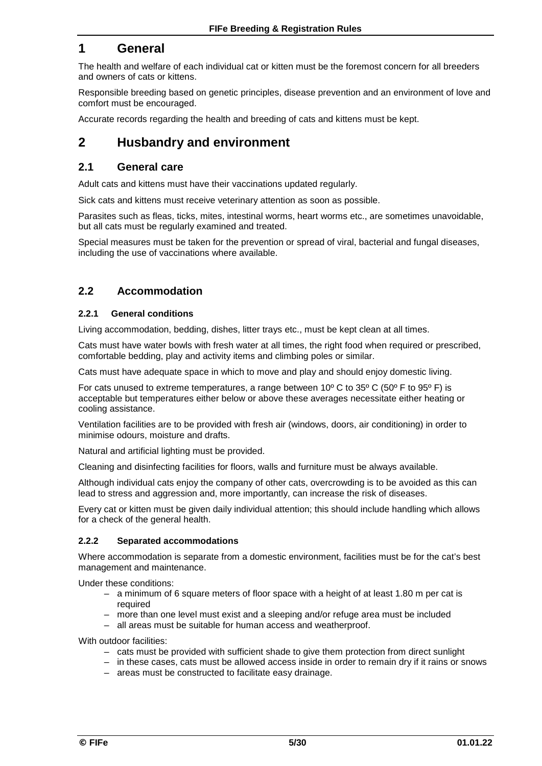# 1 General

The health and welfare of each individual cat or kitten must be the foremost concern for all breeders and owners of cats or kittens.

Responsible breeding based on genetic principles, disease prevention and an environment of love and comfort must be encouraged.

Accurate records regarding the health and breeding of cats and kittens must be kept.

# 2 Husbandry and environment

## 2.1 General care

Adult cats and kittens must have their vaccinations updated regularly.

Sick cats and kittens must receive veterinary attention as soon as possible.

Parasites such as fleas, ticks, mites, intestinal worms, heart worms etc., are sometimes unavoidable, but all cats must be regularly examined and treated.

Special measures must be taken for the prevention or spread of viral, bacterial and fungal diseases, including the use of vaccinations where available.

## 2.2 Accommodation

### 2.2.1 General conditions

Living accommodation, bedding, dishes, litter trays etc., must be kept clean at all times.

Cats must have water bowls with fresh water at all times, the right food when required or prescribed, comfortable bedding, play and activity items and climbing poles or similar.

Cats must have adequate space in which to move and play and should enjoy domestic living.

For cats unused to extreme temperatures, a range between 10º C to 35º C (50º F to 95º F) is acceptable but temperatures either below or above these averages necessitate either heating or cooling assistance.

Ventilation facilities are to be provided with fresh air (windows, doors, air conditioning) in order to minimise odours, moisture and drafts.

Natural and artificial lighting must be provided.

Cleaning and disinfecting facilities for floors, walls and furniture must be always available.

Although individual cats enjoy the company of other cats, overcrowding is to be avoided as this can lead to stress and aggression and, more importantly, can increase the risk of diseases.

Every cat or kitten must be given daily individual attention; this should include handling which allows for a check of the general health.

### 2.2.2 Separated accommodations

Where accommodation is separate from a domestic environment, facilities must be for the cat's best management and maintenance.

Under these conditions:

- a minimum of 6 square meters of floor space with a height of at least 1.80 m per cat is required
- more than one level must exist and a sleeping and/or refuge area must be included
- all areas must be suitable for human access and weatherproof.

With outdoor facilities:

- cats must be provided with sufficient shade to give them protection from direct sunlight
- in these cases, cats must be allowed access inside in order to remain dry if it rains or snows
- areas must be constructed to facilitate easy drainage.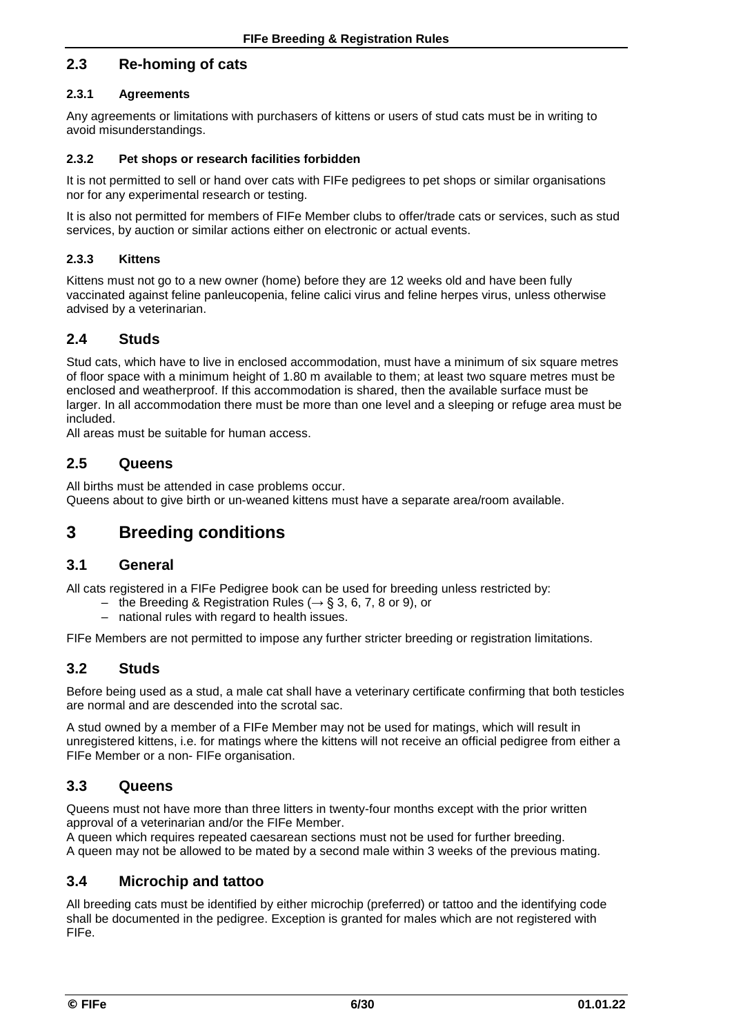## 2.3 Re-homing of cats

### 2.3.1 Agreements

Any agreements or limitations with purchasers of kittens or users of stud cats must be in writing to avoid misunderstandings.

### 2.3.2 Pet shops or research facilities forbidden

It is not permitted to sell or hand over cats with FIFe pedigrees to pet shops or similar organisations nor for any experimental research or testing.

It is also not permitted for members of FIFe Member clubs to offer/trade cats or services, such as stud services, by auction or similar actions either on electronic or actual events.

### 2.3.3 Kittens

Kittens must not go to a new owner (home) before they are 12 weeks old and have been fully vaccinated against feline panleucopenia, feline calici virus and feline herpes virus, unless otherwise advised by a veterinarian.

## 2.4 Studs

Stud cats, which have to live in enclosed accommodation, must have a minimum of six square metres of floor space with a minimum height of 1.80 m available to them; at least two square metres must be enclosed and weatherproof. If this accommodation is shared, then the available surface must be larger. In all accommodation there must be more than one level and a sleeping or refuge area must be included.
All areas must be suitable for human access.

## 2.5 Queens

All births must be attended in case problems occur.
Queens about to give birth or un-weaned kittens must have a separate area/room available.

# 3 Breeding conditions

## 3.1 General

All cats registered in a FIFe Pedigree book can be used for breeding unless restricted by:

- the Breeding & Registration Rules (→ § 3, 6, 7, 8 or 9), or
- national rules with regard to health issues.

FIFe Members are not permitted to impose any further stricter breeding or registration limitations.

## 3.2 Studs

Before being used as a stud, a male cat shall have a veterinary certificate confirming that both testicles are normal and are descended into the scrotal sac.

A stud owned by a member of a FIFe Member may not be used for matings, which will result in unregistered kittens, i.e. for matings where the kittens will not receive an official pedigree from either a FIFe Member or a non- FIFe organisation.

## 3.3 Queens

Queens must not have more than three litters in twenty-four months except with the prior written approval of a veterinarian and/or the FIFe Member.
A queen which requires repeated caesarean sections must not be used for further breeding.
A queen may not be allowed to be mated by a second male within 3 weeks of the previous mating.

## 3.4 Microchip and tattoo

All breeding cats must be identified by either microchip (preferred) or tattoo and the identifying code shall be documented in the pedigree. Exception is granted for males which are not registered with FIFe.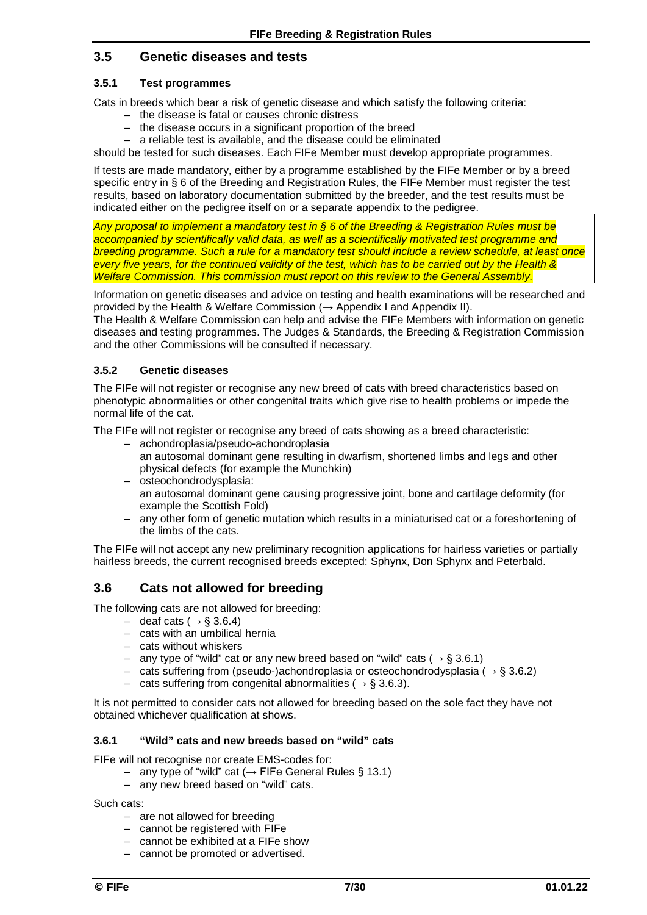## 3.5 Genetic diseases and tests

### 3.5.1 Test programmes

Cats in breeds which bear a risk of genetic disease and which satisfy the following criteria:

- the disease is fatal or causes chronic distress
- the disease occurs in a significant proportion of the breed
- a reliable test is available, and the disease could be eliminated

should be tested for such diseases. Each FIFe Member must develop appropriate programmes.

If tests are made mandatory, either by a programme established by the FIFe Member or by a breed specific entry in § 6 of the Breeding and Registration Rules, the FIFe Member must register the test results, based on laboratory documentation submitted by the breeder, and the test results must be indicated either on the pedigree itself on or a separate appendix to the pedigree.

*Any proposal to implement a mandatory test in § 6 of the Breeding & Registration Rules must be accompanied by scientifically valid data, as well as a scientifically motivated test programme and breeding programme. Such a rule for a mandatory test should include a review schedule, at least once every five years, for the continued validity of the test, which has to be carried out by the Health & Welfare Commission. This commission must report on this review to the General Assembly.*

Information on genetic diseases and advice on testing and health examinations will be researched and provided by the Health & Welfare Commission (→ Appendix I and Appendix II).
The Health & Welfare Commission can help and advise the FIFe Members with information on genetic diseases and testing programmes. The Judges & Standards, the Breeding & Registration Commission and the other Commissions will be consulted if necessary.

### 3.5.2 Genetic diseases

The FIFe will not register or recognise any new breed of cats with breed characteristics based on phenotypic abnormalities or other congenital traits which give rise to health problems or impede the normal life of the cat.

The FIFe will not register or recognise any breed of cats showing as a breed characteristic:

- achondroplasia/pseudo-achondroplasia
  an autosomal dominant gene resulting in dwarfism, shortened limbs and legs and other physical defects (for example the Munchkin)
- osteochondrodysplasia:
  an autosomal dominant gene causing progressive joint, bone and cartilage deformity (for example the Scottish Fold)
- any other form of genetic mutation which results in a miniaturised cat or a foreshortening of the limbs of the cats.

The FIFe will not accept any new preliminary recognition applications for hairless varieties or partially hairless breeds, the current recognised breeds excepted: Sphynx, Don Sphynx and Peterbald.

## 3.6 Cats not allowed for breeding

The following cats are not allowed for breeding:

- deaf cats (→ § 3.6.4)
- cats with an umbilical hernia
- cats without whiskers
- any type of "wild" cat or any new breed based on "wild" cats (→ § 3.6.1)
- cats suffering from (pseudo-)achondroplasia or osteochondrodysplasia (→ § 3.6.2)
- cats suffering from congenital abnormalities (→ § 3.6.3).

It is not permitted to consider cats not allowed for breeding based on the sole fact they have not obtained whichever qualification at shows.

### 3.6.1 "Wild" cats and new breeds based on "wild" cats

FIFe will not recognise nor create EMS-codes for:

- any type of "wild" cat (→ FIFe General Rules § 13.1)
- any new breed based on "wild" cats.

Such cats:

- are not allowed for breeding
- cannot be registered with FIFe
- cannot be exhibited at a FIFe show
- cannot be promoted or advertised.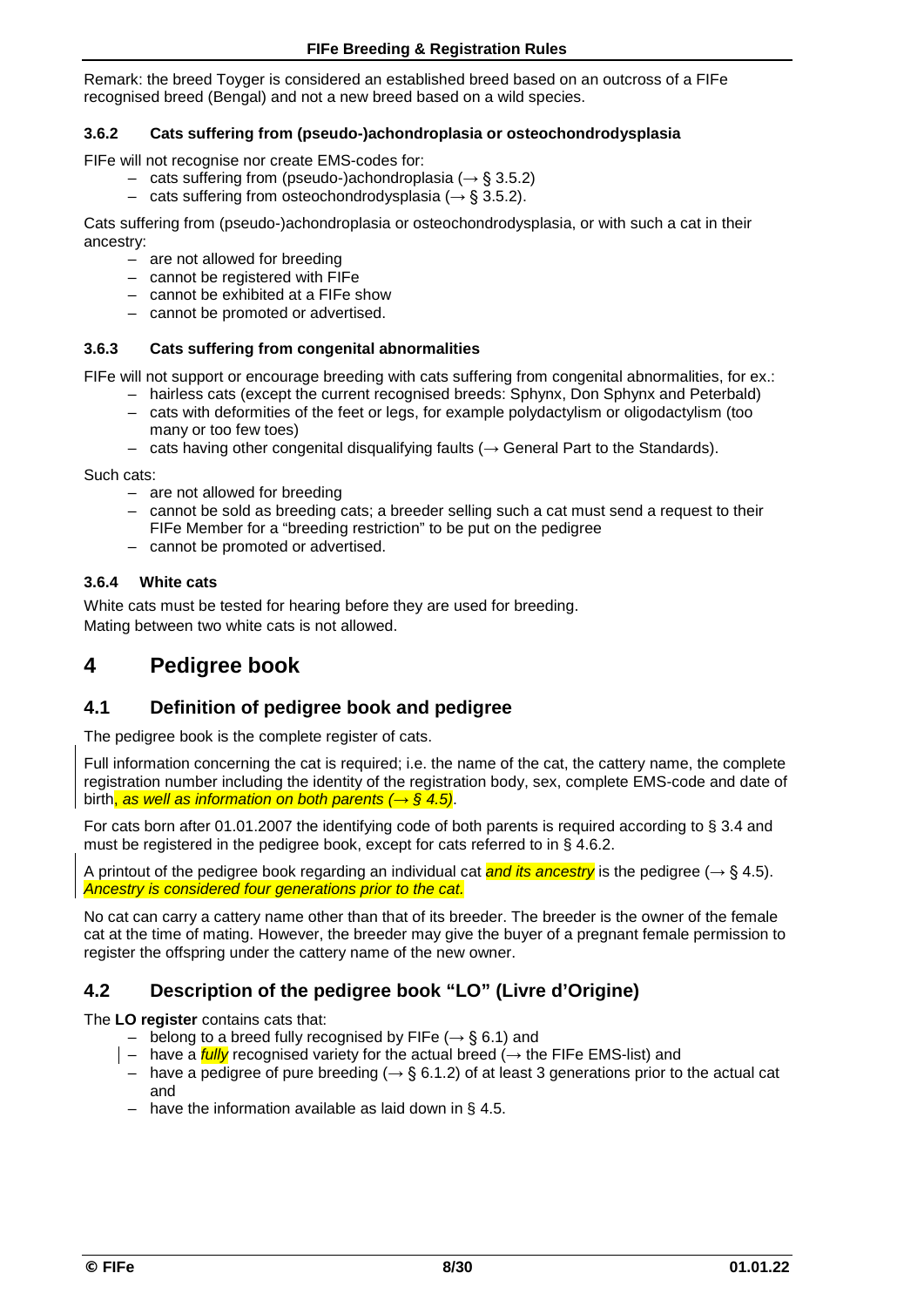Remark: the breed Toyger is considered an established breed based on an outcross of a FIFe recognised breed (Bengal) and not a new breed based on a wild species.

#### 3.6.2 Cats suffering from (pseudo-)achondroplasia or osteochondrodysplasia

FIFe will not recognise nor create EMS-codes for:

- cats suffering from (pseudo-)achondroplasia (→ § 3.5.2)
- cats suffering from osteochondrodysplasia (→ § 3.5.2).

Cats suffering from (pseudo-)achondroplasia or osteochondrodysplasia, or with such a cat in their ancestry:

- are not allowed for breeding
- cannot be registered with FIFe
- cannot be exhibited at a FIFe show
- cannot be promoted or advertised.

#### 3.6.3 Cats suffering from congenital abnormalities

FIFe will not support or encourage breeding with cats suffering from congenital abnormalities, for ex.:

- hairless cats (except the current recognised breeds: Sphynx, Don Sphynx and Peterbald)
- cats with deformities of the feet or legs, for example polydactylism or oligodactylism (too many or too few toes)
- cats having other congenital disqualifying faults (→ General Part to the Standards).

Such cats:

- are not allowed for breeding
- cannot be sold as breeding cats; a breeder selling such a cat must send a request to their FIFe Member for a "breeding restriction" to be put on the pedigree
- cannot be promoted or advertised.

#### 3.6.4 White cats

White cats must be tested for hearing before they are used for breeding.
Mating between two white cats is not allowed.

# 4 Pedigree book

## 4.1 Definition of pedigree book and pedigree

The pedigree book is the complete register of cats.

Full information concerning the cat is required; i.e. the name of the cat, the cattery name, the complete registration number including the identity of the registration body, sex, complete EMS-code and date of birth, *as well as information on both parents (→ § 4.5)*.

For cats born after 01.01.2007 the identifying code of both parents is required according to § 3.4 and must be registered in the pedigree book, except for cats referred to in § 4.6.2.

A printout of the pedigree book regarding an individual cat ***and its ancestry*** is the pedigree (→ § 4.5). *Ancestry is considered four generations prior to the cat.*

No cat can carry a cattery name other than that of its breeder. The breeder is the owner of the female cat at the time of mating. However, the breeder may give the buyer of a pregnant female permission to register the offspring under the cattery name of the new owner.

## 4.2 Description of the pedigree book "LO" (Livre d'Origine)

The **LO register** contains cats that:

- belong to a breed fully recognised by FIFe (→ § 6.1) and
- have a ***fully*** recognised variety for the actual breed (→ the FIFe EMS-list) and
- have a pedigree of pure breeding (→ § 6.1.2) of at least 3 generations prior to the actual cat and
- have the information available as laid down in § 4.5.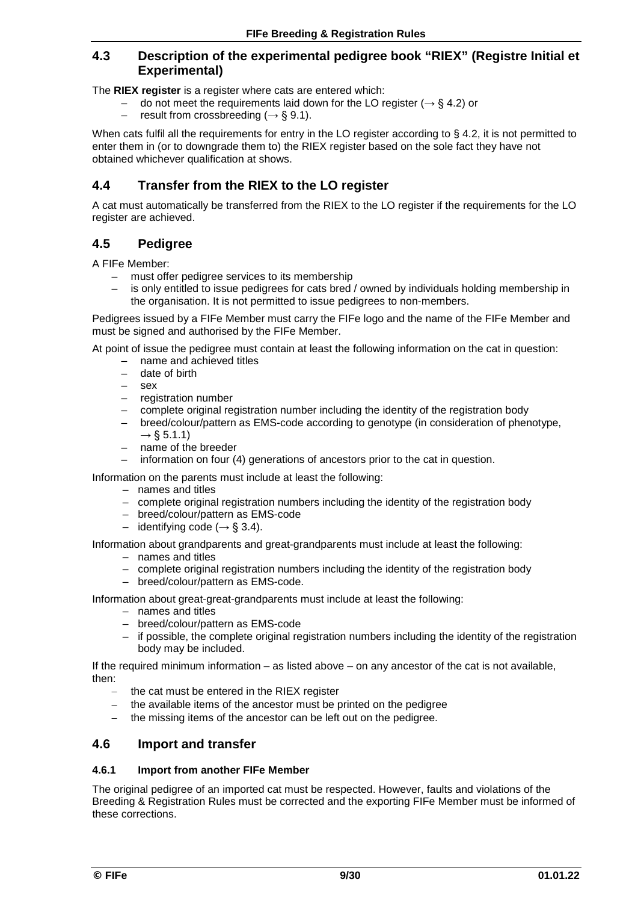## 4.3 Description of the experimental pedigree book "RIEX" (Registre Initial et Experimental)

The **RIEX register** is a register where cats are entered which:

- do not meet the requirements laid down for the LO register (→ § 4.2) or
- result from crossbreeding (→ § 9.1).

When cats fulfil all the requirements for entry in the LO register according to § 4.2, it is not permitted to enter them in (or to downgrade them to) the RIEX register based on the sole fact they have not obtained whichever qualification at shows.

## 4.4 Transfer from the RIEX to the LO register

A cat must automatically be transferred from the RIEX to the LO register if the requirements for the LO register are achieved.

## 4.5 Pedigree

A FIFe Member:

- must offer pedigree services to its membership
- is only entitled to issue pedigrees for cats bred / owned by individuals holding membership in the organisation. It is not permitted to issue pedigrees to non-members.

Pedigrees issued by a FIFe Member must carry the FIFe logo and the name of the FIFe Member and must be signed and authorised by the FIFe Member.

At point of issue the pedigree must contain at least the following information on the cat in question:

- name and achieved titles
- date of birth
- sex
- registration number
- complete original registration number including the identity of the registration body
- breed/colour/pattern as EMS-code according to genotype (in consideration of phenotype, → § 5.1.1)
- name of the breeder
- information on four (4) generations of ancestors prior to the cat in question.

Information on the parents must include at least the following:

- names and titles
- complete original registration numbers including the identity of the registration body
- breed/colour/pattern as EMS-code
- identifying code (→ § 3.4).

Information about grandparents and great-grandparents must include at least the following:

- names and titles
- complete original registration numbers including the identity of the registration body
- breed/colour/pattern as EMS-code.

Information about great-great-grandparents must include at least the following:

- names and titles
- breed/colour/pattern as EMS-code
- if possible, the complete original registration numbers including the identity of the registration body may be included.

If the required minimum information – as listed above – on any ancestor of the cat is not available, then:

- the cat must be entered in the RIEX register
- the available items of the ancestor must be printed on the pedigree
- the missing items of the ancestor can be left out on the pedigree.

## 4.6 Import and transfer

### 4.6.1 Import from another FIFe Member

The original pedigree of an imported cat must be respected. However, faults and violations of the Breeding & Registration Rules must be corrected and the exporting FIFe Member must be informed of these corrections.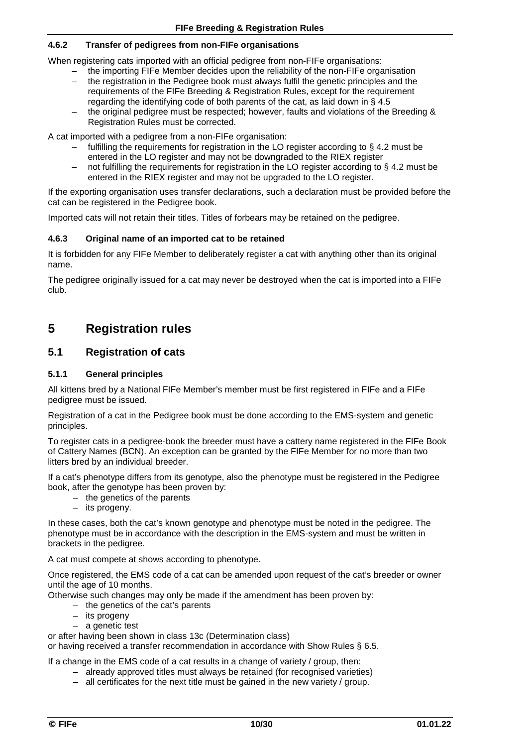#### 4.6.2 Transfer of pedigrees from non-FIFe organisations

When registering cats imported with an official pedigree from non-FIFe organisations:

- the importing FIFe Member decides upon the reliability of the non-FIFe organisation
- the registration in the Pedigree book must always fulfil the genetic principles and the requirements of the FIFe Breeding & Registration Rules, except for the requirement regarding the identifying code of both parents of the cat, as laid down in § 4.5
- the original pedigree must be respected; however, faults and violations of the Breeding & Registration Rules must be corrected.

A cat imported with a pedigree from a non-FIFe organisation:

- fulfilling the requirements for registration in the LO register according to § 4.2 must be entered in the LO register and may not be downgraded to the RIEX register
- not fulfilling the requirements for registration in the LO register according to § 4.2 must be entered in the RIEX register and may not be upgraded to the LO register.

If the exporting organisation uses transfer declarations, such a declaration must be provided before the cat can be registered in the Pedigree book.

Imported cats will not retain their titles. Titles of forbears may be retained on the pedigree.

#### 4.6.3 Original name of an imported cat to be retained

It is forbidden for any FIFe Member to deliberately register a cat with anything other than its original name.

The pedigree originally issued for a cat may never be destroyed when the cat is imported into a FIFe club.

# 5 Registration rules

## 5.1 Registration of cats

#### 5.1.1 General principles

All kittens bred by a National FIFe Member's member must be first registered in FIFe and a FIFe pedigree must be issued.

Registration of a cat in the Pedigree book must be done according to the EMS-system and genetic principles.

To register cats in a pedigree-book the breeder must have a cattery name registered in the FIFe Book of Cattery Names (BCN). An exception can be granted by the FIFe Member for no more than two litters bred by an individual breeder.

If a cat's phenotype differs from its genotype, also the phenotype must be registered in the Pedigree book, after the genotype has been proven by:

- the genetics of the parents
- its progeny.

In these cases, both the cat's known genotype and phenotype must be noted in the pedigree. The phenotype must be in accordance with the description in the EMS-system and must be written in brackets in the pedigree.

A cat must compete at shows according to phenotype.

Once registered, the EMS code of a cat can be amended upon request of the cat's breeder or owner until the age of 10 months.

Otherwise such changes may only be made if the amendment has been proven by:

- the genetics of the cat's parents
- its progeny
- a genetic test

or after having been shown in class 13c (Determination class)
or having received a transfer recommendation in accordance with Show Rules § 6.5.

If a change in the EMS code of a cat results in a change of variety / group, then:

- already approved titles must always be retained (for recognised varieties)
- all certificates for the next title must be gained in the new variety / group.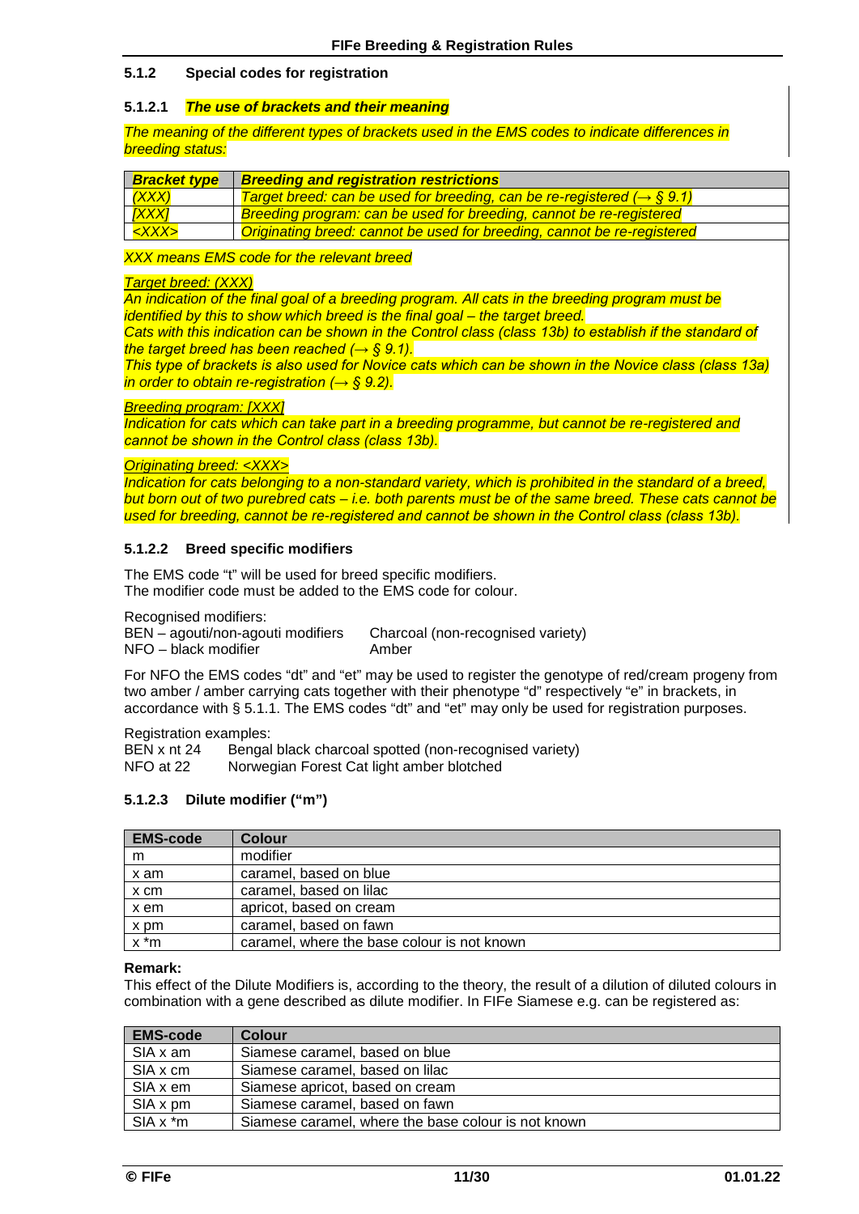### 5.1.2 Special codes for registration

#### 5.1.2.1 *The use of brackets and their meaning*

*The meaning of the different types of brackets used in the EMS codes to indicate differences in breeding status:*

| *Bracket type* | *Breeding and registration restrictions* |
|---|---|
| *(XXX)* | *Target breed: can be used for breeding, can be re-registered (→ § 9.1)* |
| *[XXX]* | *Breeding program: can be used for breeding, cannot be re-registered* |
| *<XXX>* | *Originating breed: cannot be used for breeding, cannot be re-registered* |

*XXX means EMS code for the relevant breed*

*Target breed: (XXX)*
*An indication of the final goal of a breeding program. All cats in the breeding program must be identified by this to show which breed is the final goal – the target breed.*
*Cats with this indication can be shown in the Control class (class 13b) to establish if the standard of the target breed has been reached (→ § 9.1).*
*This type of brackets is also used for Novice cats which can be shown in the Novice class (class 13a) in order to obtain re-registration (→ § 9.2).*

*Breeding program: [XXX]*
*Indication for cats which can take part in a breeding programme, but cannot be re-registered and cannot be shown in the Control class (class 13b).*

*Originating breed: <XXX>*
*Indication for cats belonging to a non-standard variety, which is prohibited in the standard of a breed, but born out of two purebred cats – i.e. both parents must be of the same breed. These cats cannot be used for breeding, cannot be re-registered and cannot be shown in the Control class (class 13b).*

#### 5.1.2.2 Breed specific modifiers

The EMS code "t" will be used for breed specific modifiers.
The modifier code must be added to the EMS code for colour.

Recognised modifiers:

| | |
|---|---|
| BEN – agouti/non-agouti modifiers | Charcoal (non-recognised variety) |
| NFO – black modifier | Amber |

For NFO the EMS codes "dt" and "et" may be used to register the genotype of red/cream progeny from two amber / amber carrying cats together with their phenotype "d" respectively "e" in brackets, in accordance with § 5.1.1. The EMS codes "dt" and "et" may only be used for registration purposes.

Registration examples:

| | |
|---|---|
| BEN x nt 24 | Bengal black charcoal spotted (non-recognised variety) |
| NFO at 22 | Norwegian Forest Cat light amber blotched |

#### 5.1.2.3 Dilute modifier ("m")

| EMS-code | Colour |
|---|---|
| m | modifier |
| x am | caramel, based on blue |
| x cm | caramel, based on lilac |
| x em | apricot, based on cream |
| x pm | caramel, based on fawn |
| x *m | caramel, where the base colour is not known |

**Remark:**
This effect of the Dilute Modifiers is, according to the theory, the result of a dilution of diluted colours in combination with a gene described as dilute modifier. In FIFe Siamese e.g. can be registered as:

| EMS-code | Colour |
|---|---|
| SIA x am | Siamese caramel, based on blue |
| SIA x cm | Siamese caramel, based on lilac |
| SIA x em | Siamese apricot, based on cream |
| SIA x pm | Siamese caramel, based on fawn |
| SIA x *m | Siamese caramel, where the base colour is not known |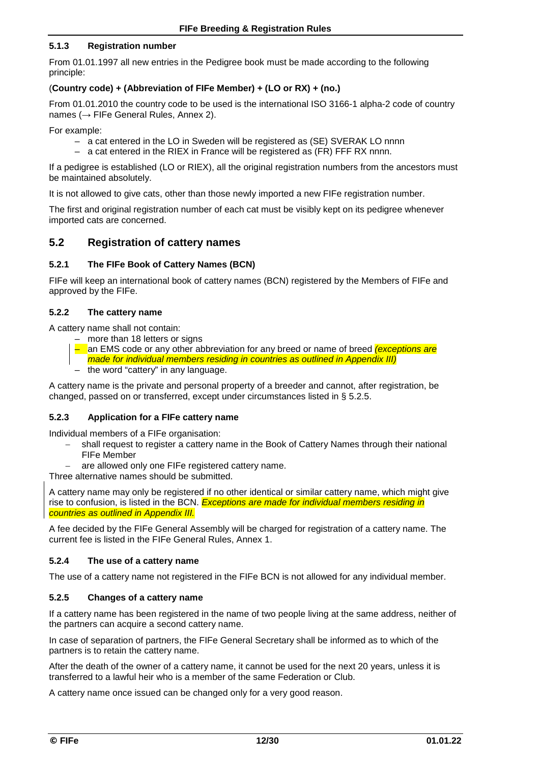#### 5.1.3 Registration number

From 01.01.1997 all new entries in the Pedigree book must be made according to the following principle:

(**Country code) + (Abbreviation of FIFe Member) + (LO or RX) + (no.)**

From 01.01.2010 the country code to be used is the international ISO 3166-1 alpha-2 code of country names (→ FIFe General Rules, Annex 2).

For example:

- a cat entered in the LO in Sweden will be registered as (SE) SVERAK LO nnnn
- a cat entered in the RIEX in France will be registered as (FR) FFF RX nnnn.

If a pedigree is established (LO or RIEX), all the original registration numbers from the ancestors must be maintained absolutely.

It is not allowed to give cats, other than those newly imported a new FIFe registration number.

The first and original registration number of each cat must be visibly kept on its pedigree whenever imported cats are concerned.

## 5.2 Registration of cattery names

#### 5.2.1 The FIFe Book of Cattery Names (BCN)

FIFe will keep an international book of cattery names (BCN) registered by the Members of FIFe and approved by the FIFe.

#### 5.2.2 The cattery name

A cattery name shall not contain:

- more than 18 letters or signs
- an EMS code or any other abbreviation for any breed or name of breed *(exceptions are made for individual members residing in countries as outlined in Appendix III)*
- the word "cattery" in any language.

A cattery name is the private and personal property of a breeder and cannot, after registration, be changed, passed on or transferred, except under circumstances listed in § 5.2.5.

#### 5.2.3 Application for a FIFe cattery name

Individual members of a FIFe organisation:

- shall request to register a cattery name in the Book of Cattery Names through their national FIFe Member
- are allowed only one FIFe registered cattery name.

Three alternative names should be submitted.

A cattery name may only be registered if no other identical or similar cattery name, which might give rise to confusion, is listed in the BCN. *Exceptions are made for individual members residing in countries as outlined in Appendix III.*

A fee decided by the FIFe General Assembly will be charged for registration of a cattery name. The current fee is listed in the FIFe General Rules, Annex 1.

#### 5.2.4 The use of a cattery name

The use of a cattery name not registered in the FIFe BCN is not allowed for any individual member.

#### 5.2.5 Changes of a cattery name

If a cattery name has been registered in the name of two people living at the same address, neither of the partners can acquire a second cattery name.

In case of separation of partners, the FIFe General Secretary shall be informed as to which of the partners is to retain the cattery name.

After the death of the owner of a cattery name, it cannot be used for the next 20 years, unless it is transferred to a lawful heir who is a member of the same Federation or Club.

A cattery name once issued can be changed only for a very good reason.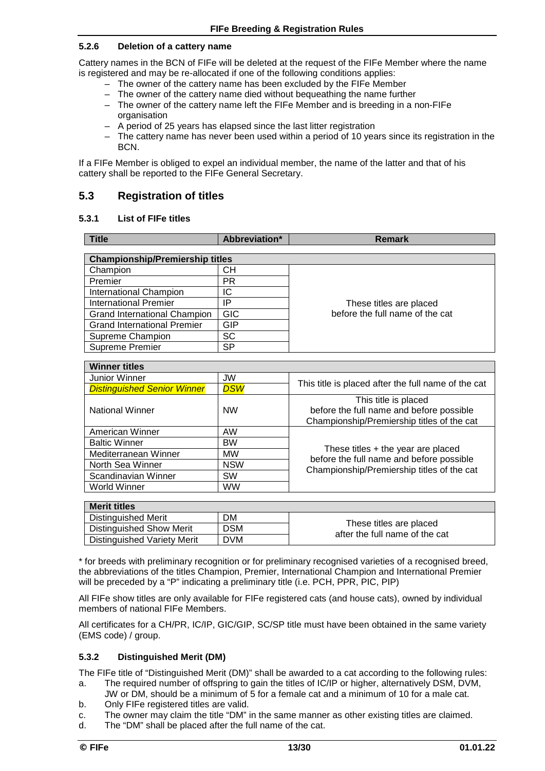#### 5.2.6 Deletion of a cattery name

Cattery names in the BCN of FIFe will be deleted at the request of the FIFe Member where the name is registered and may be re-allocated if one of the following conditions applies:

- The owner of the cattery name has been excluded by the FIFe Member
- The owner of the cattery name died without bequeathing the name further
- The owner of the cattery name left the FIFe Member and is breeding in a non-FIFe organisation
- A period of 25 years has elapsed since the last litter registration
- The cattery name has never been used within a period of 10 years since its registration in the BCN.

If a FIFe Member is obliged to expel an individual member, the name of the latter and that of his cattery shall be reported to the FIFe General Secretary.

## 5.3 Registration of titles

#### 5.3.1 List of FIFe titles

| Title | Abbreviation* | Remark |
|---|---|---|
| **Championship/Premiership titles** | | |
| Champion | CH | These titles are placed before the full name of the cat |
| Premier | PR | |
| International Champion | IC | |
| International Premier | IP | |
| Grand International Champion | GIC | |
| Grand International Premier | GIP | |
| Supreme Champion | SC | |
| Supreme Premier | SP | |
| **Winner titles** | | |
| Junior Winner | JW | This title is placed after the full name of the cat |
| *Distinguished Senior Winner* | *DSW* | |
| National Winner | NW | This title is placed before the full name and before possible Championship/Premiership titles of the cat |
| American Winner | AW | These titles + the year are placed before the full name and before possible Championship/Premiership titles of the cat |
| Baltic Winner | BW | |
| Mediterranean Winner | MW | |
| North Sea Winner | NSW | |
| Scandinavian Winner | SW | |
| World Winner | WW | |
| **Merit titles** | | |
| Distinguished Merit | DM | These titles are placed after the full name of the cat |
| Distinguished Show Merit | DSM | |
| Distinguished Variety Merit | DVM | |

\* for breeds with preliminary recognition or for preliminary recognised varieties of a recognised breed, the abbreviations of the titles Champion, Premier, International Champion and International Premier will be preceded by a "P" indicating a preliminary title (i.e. PCH, PPR, PIC, PIP)

All FIFe show titles are only available for FIFe registered cats (and house cats), owned by individual members of national FIFe Members.

All certificates for a CH/PR, IC/IP, GIC/GIP, SC/SP title must have been obtained in the same variety (EMS code) / group.

#### 5.3.2 Distinguished Merit (DM)

The FIFe title of "Distinguished Merit (DM)" shall be awarded to a cat according to the following rules:

a. The required number of offspring to gain the titles of IC/IP or higher, alternatively DSM, DVM, JW or DM, should be a minimum of 5 for a female cat and a minimum of 10 for a male cat.
b. Only FIFe registered titles are valid.
c. The owner may claim the title "DM" in the same manner as other existing titles are claimed.
d. The "DM" shall be placed after the full name of the cat.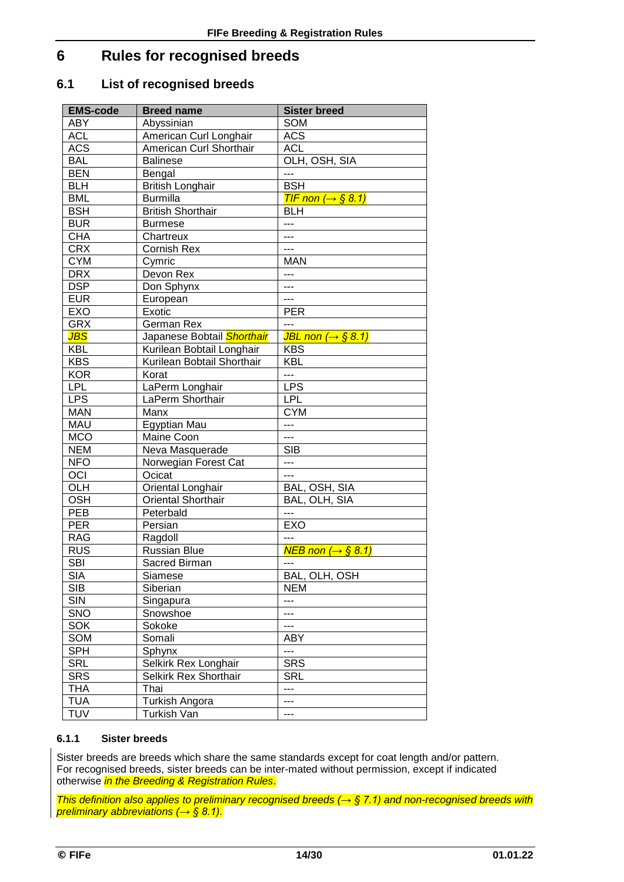# 6 Rules for recognised breeds

## 6.1 List of recognised breeds

| EMS-code | Breed name | Sister breed |
|---|---|---|
| ABY | Abyssinian | SOM |
| ACL | American Curl Longhair | ACS |
| ACS | American Curl Shorthair | ACL |
| BAL | Balinese | OLH, OSH, SIA |
| BEN | Bengal | --- |
| BLH | British Longhair | BSH |
| BML | Burmilla | *TIF non (→ § 8.1)* |
| BSH | British Shorthair | BLH |
| BUR | Burmese | --- |
| CHA | Chartreux | --- |
| CRX | Cornish Rex | --- |
| CYM | Cymric | MAN |
| DRX | Devon Rex | --- |
| DSP | Don Sphynx | --- |
| EUR | European | --- |
| EXO | Exotic | PER |
| GRX | German Rex | --- |
| *JBS* | Japanese Bobtail *Shorthair* | *JBL non (→ § 8.1)* |
| KBL | Kurilean Bobtail Longhair | KBS |
| KBS | Kurilean Bobtail Shorthair | KBL |
| KOR | Korat | --- |
| LPL | LaPerm Longhair | LPS |
| LPS | LaPerm Shorthair | LPL |
| MAN | Manx | CYM |
| MAU | Egyptian Mau | --- |
| MCO | Maine Coon | --- |
| NEM | Neva Masquerade | SIB |
| NFO | Norwegian Forest Cat | --- |
| OCI | Ocicat | --- |
| OLH | Oriental Longhair | BAL, OSH, SIA |
| OSH | Oriental Shorthair | BAL, OLH, SIA |
| PEB | Peterbald | --- |
| PER | Persian | EXO |
| RAG | Ragdoll | --- |
| RUS | Russian Blue | *NEB non (→ § 8.1)* |
| SBI | Sacred Birman | --- |
| SIA | Siamese | BAL, OLH, OSH |
| SIB | Siberian | NEM |
| SIN | Singapura | --- |
| SNO | Snowshoe | --- |
| SOK | Sokoke | --- |
| SOM | Somali | ABY |
| SPH | Sphynx | --- |
| SRL | Selkirk Rex Longhair | SRS |
| SRS | Selkirk Rex Shorthair | SRL |
| THA | Thai | --- |
| TUA | Turkish Angora | --- |
| TUV | Turkish Van | --- |

### 6.1.1 Sister breeds

Sister breeds are breeds which share the same standards except for coat length and/or pattern. For recognised breeds, sister breeds can be inter-mated without permission, except if indicated otherwise *in the Breeding & Registration Rules*.

*This definition also applies to preliminary recognised breeds (→ § 7.1) and non-recognised breeds with preliminary abbreviations (→ § 8.1).*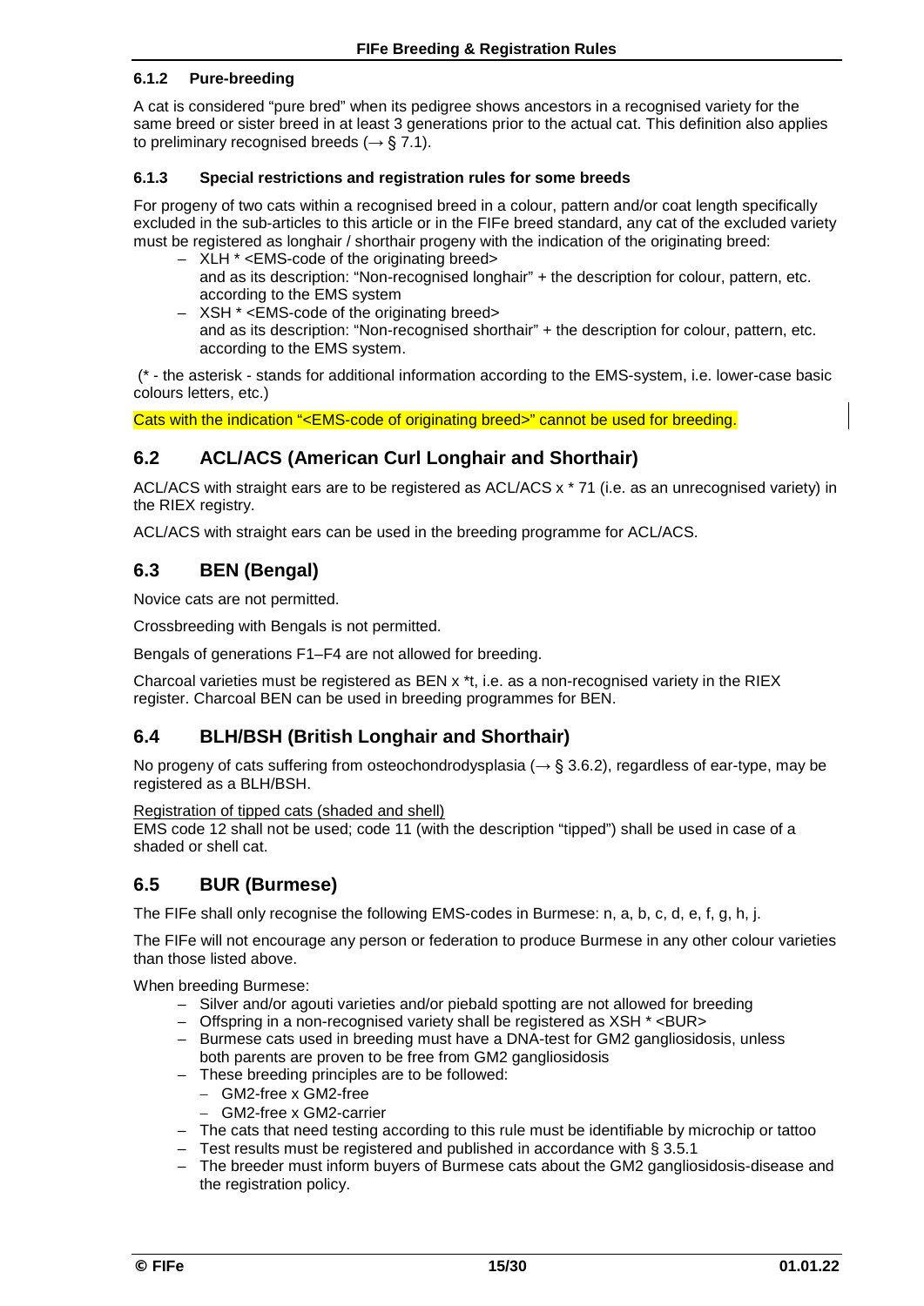#### 6.1.2 Pure-breeding

A cat is considered "pure bred" when its pedigree shows ancestors in a recognised variety for the same breed or sister breed in at least 3 generations prior to the actual cat. This definition also applies to preliminary recognised breeds (→ § 7.1).

#### 6.1.3 Special restrictions and registration rules for some breeds

For progeny of two cats within a recognised breed in a colour, pattern and/or coat length specifically excluded in the sub-articles to this article or in the FIFe breed standard, any cat of the excluded variety must be registered as longhair / shorthair progeny with the indication of the originating breed:

- XLH * <EMS-code of the originating breed>
  and as its description: "Non-recognised longhair" + the description for colour, pattern, etc. according to the EMS system
- XSH * <EMS-code of the originating breed>
  and as its description: "Non-recognised shorthair" + the description for colour, pattern, etc. according to the EMS system.

(* - the asterisk - stands for additional information according to the EMS-system, i.e. lower-case basic colours letters, etc.)

Cats with the indication "<EMS-code of originating breed>" cannot be used for breeding.

## 6.2 ACL/ACS (American Curl Longhair and Shorthair)

ACL/ACS with straight ears are to be registered as ACL/ACS x * 71 (i.e. as an unrecognised variety) in the RIEX registry.

ACL/ACS with straight ears can be used in the breeding programme for ACL/ACS.

## 6.3 BEN (Bengal)

Novice cats are not permitted.

Crossbreeding with Bengals is not permitted.

Bengals of generations F1–F4 are not allowed for breeding.

Charcoal varieties must be registered as BEN x *t, i.e. as a non-recognised variety in the RIEX register. Charcoal BEN can be used in breeding programmes for BEN.

## 6.4 BLH/BSH (British Longhair and Shorthair)

No progeny of cats suffering from osteochondrodysplasia (→ § 3.6.2), regardless of ear-type, may be registered as a BLH/BSH.

Registration of tipped cats (shaded and shell)
EMS code 12 shall not be used; code 11 (with the description "tipped") shall be used in case of a shaded or shell cat.

## 6.5 BUR (Burmese)

The FIFe shall only recognise the following EMS-codes in Burmese: n, a, b, c, d, e, f, g, h, j.

The FIFe will not encourage any person or federation to produce Burmese in any other colour varieties than those listed above.

When breeding Burmese:

- Silver and/or agouti varieties and/or piebald spotting are not allowed for breeding
- Offspring in a non-recognised variety shall be registered as XSH * <BUR>
- Burmese cats used in breeding must have a DNA-test for GM2 gangliosidosis, unless both parents are proven to be free from GM2 gangliosidosis
- These breeding principles are to be followed:
  - GM2-free x GM2-free
  - GM2-free x GM2-carrier
- The cats that need testing according to this rule must be identifiable by microchip or tattoo
- Test results must be registered and published in accordance with § 3.5.1
- The breeder must inform buyers of Burmese cats about the GM2 gangliosidosis-disease and the registration policy.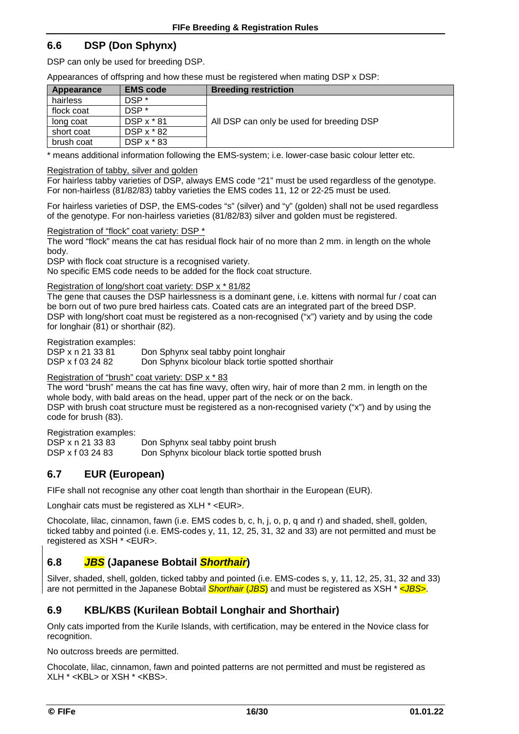## 6.6 DSP (Don Sphynx)

DSP can only be used for breeding DSP.

Appearances of offspring and how these must be registered when mating DSP x DSP:

| Appearance | EMS code | Breeding restriction |
|---|---|---|
| hairless | DSP * | All DSP can only be used for breeding DSP |
| flock coat | DSP * | |
| long coat | DSP x * 81 | |
| short coat | DSP x * 82 | |
| brush coat | DSP x * 83 | |

* means additional information following the EMS-system; i.e. lower-case basic colour letter etc.

Registration of tabby, silver and golden

For hairless tabby varieties of DSP, always EMS code "21" must be used regardless of the genotype. For non-hairless (81/82/83) tabby varieties the EMS codes 11, 12 or 22-25 must be used.

For hairless varieties of DSP, the EMS-codes "s" (silver) and "y" (golden) shall not be used regardless of the genotype. For non-hairless varieties (81/82/83) silver and golden must be registered.

Registration of "flock" coat variety: DSP *

The word "flock" means the cat has residual flock hair of no more than 2 mm. in length on the whole body.
DSP with flock coat structure is a recognised variety.
No specific EMS code needs to be added for the flock coat structure.

Registration of long/short coat variety: DSP x * 81/82

The gene that causes the DSP hairlessness is a dominant gene, i.e. kittens with normal fur / coat can be born out of two pure bred hairless cats. Coated cats are an integrated part of the breed DSP. DSP with long/short coat must be registered as a non-recognised ("x") variety and by using the code for longhair (81) or shorthair (82).

Registration examples:

| | |
|---|---|
| DSP x n 21 33 81 | Don Sphynx seal tabby point longhair |
| DSP x f 03 24 82 | Don Sphynx bicolour black tortie spotted shorthair |

Registration of "brush" coat variety: DSP x * 83

The word "brush" means the cat has fine wavy, often wiry, hair of more than 2 mm. in length on the whole body, with bald areas on the head, upper part of the neck or on the back.
DSP with brush coat structure must be registered as a non-recognised variety ("x") and by using the code for brush (83).

Registration examples:

| | |
|---|---|
| DSP x n 21 33 83 | Don Sphynx seal tabby point brush |
| DSP x f 03 24 83 | Don Sphynx bicolour black tortie spotted brush |

## 6.7 EUR (European)

FIFe shall not recognise any other coat length than shorthair in the European (EUR).

Longhair cats must be registered as XLH * <EUR>.

Chocolate, lilac, cinnamon, fawn (i.e. EMS codes b, c, h, j, o, p, q and r) and shaded, shell, golden, ticked tabby and pointed (i.e. EMS-codes y, 11, 12, 25, 31, 32 and 33) are not permitted and must be registered as XSH * <EUR>.

## 6.8 *JBS* (Japanese Bobtail *Shorthair*)

Silver, shaded, shell, golden, ticked tabby and pointed (i.e. EMS-codes s, y, 11, 12, 25, 31, 32 and 33) are not permitted in the Japanese Bobtail *Shorthair* (*JBS*) and must be registered as XSH * *<JBS>*.

## 6.9 KBL/KBS (Kurilean Bobtail Longhair and Shorthair)

Only cats imported from the Kurile Islands, with certification, may be entered in the Novice class for recognition.

No outcross breeds are permitted.

Chocolate, lilac, cinnamon, fawn and pointed patterns are not permitted and must be registered as XLH * <KBL> or XSH * <KBS>.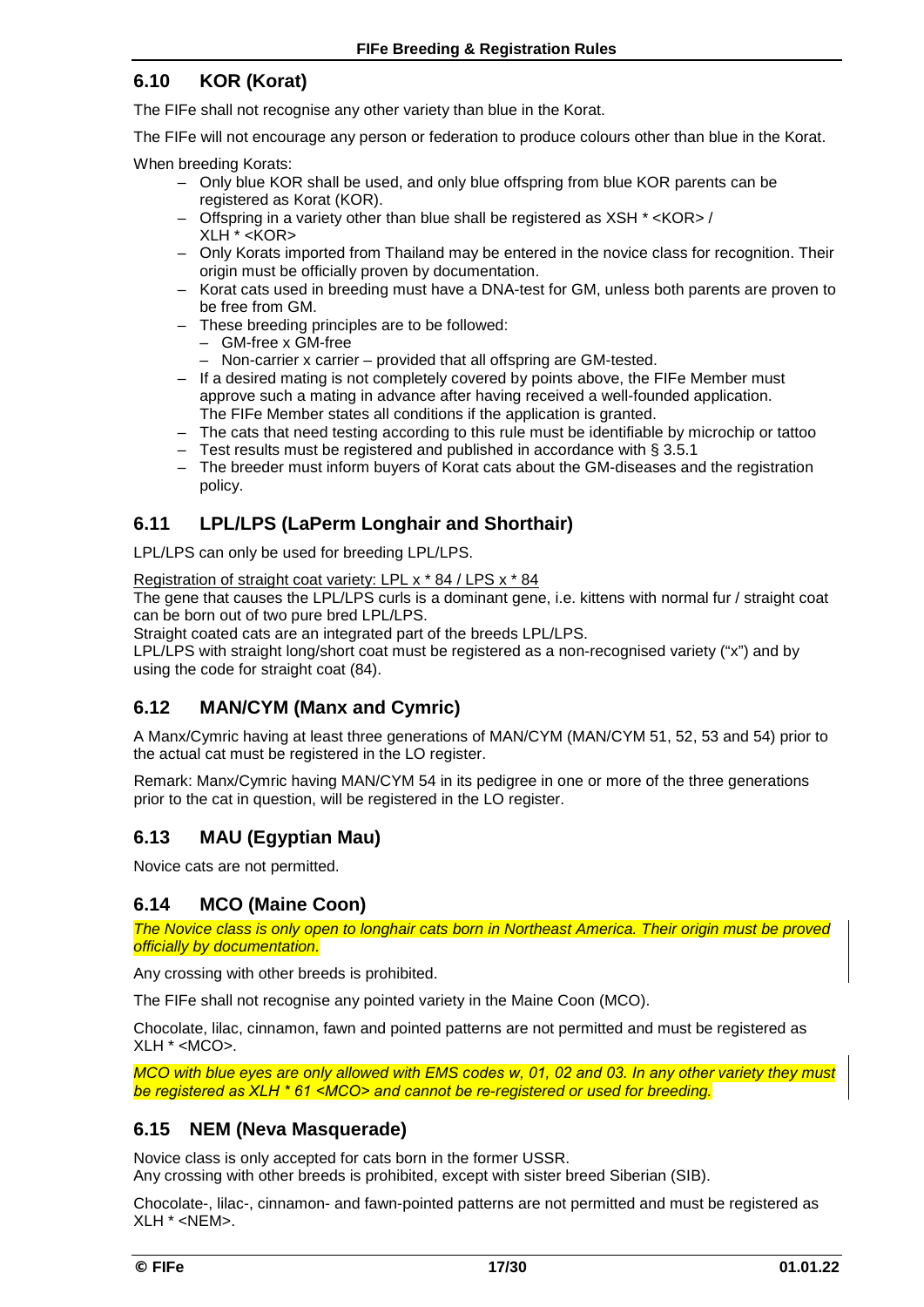## 6.10 KOR (Korat)

The FIFe shall not recognise any other variety than blue in the Korat.

The FIFe will not encourage any person or federation to produce colours other than blue in the Korat.

When breeding Korats:

- Only blue KOR shall be used, and only blue offspring from blue KOR parents can be registered as Korat (KOR).
- Offspring in a variety other than blue shall be registered as XSH * <KOR> / XLH * <KOR>
- Only Korats imported from Thailand may be entered in the novice class for recognition. Their origin must be officially proven by documentation.
- Korat cats used in breeding must have a DNA-test for GM, unless both parents are proven to be free from GM.
- These breeding principles are to be followed:
  - GM-free x GM-free
  - Non-carrier x carrier – provided that all offspring are GM-tested.
- If a desired mating is not completely covered by points above, the FIFe Member must approve such a mating in advance after having received a well-founded application. The FIFe Member states all conditions if the application is granted.
- The cats that need testing according to this rule must be identifiable by microchip or tattoo
- Test results must be registered and published in accordance with § 3.5.1
- The breeder must inform buyers of Korat cats about the GM-diseases and the registration policy.

## 6.11 LPL/LPS (LaPerm Longhair and Shorthair)

LPL/LPS can only be used for breeding LPL/LPS.

Registration of straight coat variety: LPL x * 84 / LPS x * 84

The gene that causes the LPL/LPS curls is a dominant gene, i.e. kittens with normal fur / straight coat can be born out of two pure bred LPL/LPS.

Straight coated cats are an integrated part of the breeds LPL/LPS.

LPL/LPS with straight long/short coat must be registered as a non-recognised variety ("x") and by using the code for straight coat (84).

## 6.12 MAN/CYM (Manx and Cymric)

A Manx/Cymric having at least three generations of MAN/CYM (MAN/CYM 51, 52, 53 and 54) prior to the actual cat must be registered in the LO register.

Remark: Manx/Cymric having MAN/CYM 54 in its pedigree in one or more of the three generations prior to the cat in question, will be registered in the LO register.

## 6.13 MAU (Egyptian Mau)

Novice cats are not permitted.

## 6.14 MCO (Maine Coon)

*The Novice class is only open to longhair cats born in Northeast America. Their origin must be proved officially by documentation.*

Any crossing with other breeds is prohibited.

The FIFe shall not recognise any pointed variety in the Maine Coon (MCO).

Chocolate, lilac, cinnamon, fawn and pointed patterns are not permitted and must be registered as XLH * <MCO>.

*MCO with blue eyes are only allowed with EMS codes w, 01, 02 and 03. In any other variety they must be registered as XLH * 61 <MCO> and cannot be re-registered or used for breeding.*

## 6.15 NEM (Neva Masquerade)

Novice class is only accepted for cats born in the former USSR.
Any crossing with other breeds is prohibited, except with sister breed Siberian (SIB).

Chocolate-, lilac-, cinnamon- and fawn-pointed patterns are not permitted and must be registered as XLH * <NEM>.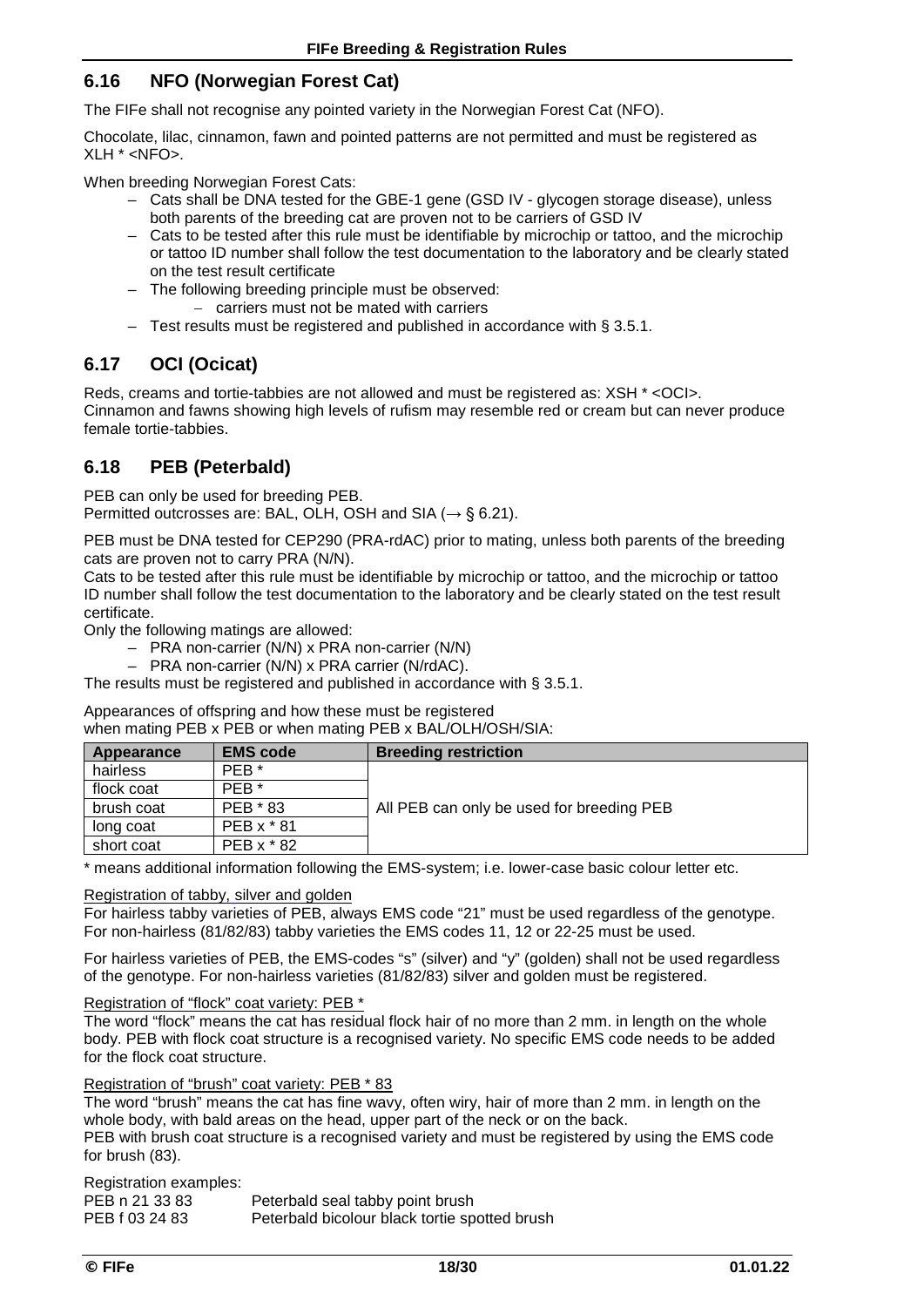## 6.16 NFO (Norwegian Forest Cat)

The FIFe shall not recognise any pointed variety in the Norwegian Forest Cat (NFO).

Chocolate, lilac, cinnamon, fawn and pointed patterns are not permitted and must be registered as XLH * <NFO>.

When breeding Norwegian Forest Cats:

- Cats shall be DNA tested for the GBE-1 gene (GSD IV - glycogen storage disease), unless both parents of the breeding cat are proven not to be carriers of GSD IV
- Cats to be tested after this rule must be identifiable by microchip or tattoo, and the microchip or tattoo ID number shall follow the test documentation to the laboratory and be clearly stated on the test result certificate
- The following breeding principle must be observed:
  - carriers must not be mated with carriers
- Test results must be registered and published in accordance with § 3.5.1.

## 6.17 OCI (Ocicat)

Reds, creams and tortie-tabbies are not allowed and must be registered as: XSH * <OCI>.
Cinnamon and fawns showing high levels of rufism may resemble red or cream but can never produce female tortie-tabbies.

## 6.18 PEB (Peterbald)

PEB can only be used for breeding PEB.
Permitted outcrosses are: BAL, OLH, OSH and SIA (→ § 6.21).

PEB must be DNA tested for CEP290 (PRA-rdAC) prior to mating, unless both parents of the breeding cats are proven not to carry PRA (N/N).
Cats to be tested after this rule must be identifiable by microchip or tattoo, and the microchip or tattoo ID number shall follow the test documentation to the laboratory and be clearly stated on the test result certificate.
Only the following matings are allowed:

- PRA non-carrier (N/N) x PRA non-carrier (N/N)
- PRA non-carrier (N/N) x PRA carrier (N/rdAC).

The results must be registered and published in accordance with § 3.5.1.

Appearances of offspring and how these must be registered
when mating PEB x PEB or when mating PEB x BAL/OLH/OSH/SIA:

| Appearance | EMS code | Breeding restriction |
|---|---|---|
| hairless | PEB * | All PEB can only be used for breeding PEB |
| flock coat | PEB * | |
| brush coat | PEB * 83 | |
| long coat | PEB x * 81 | |
| short coat | PEB x * 82 | |

* means additional information following the EMS-system; i.e. lower-case basic colour letter etc.

Registration of tabby, silver and golden

For hairless tabby varieties of PEB, always EMS code "21" must be used regardless of the genotype.
For non-hairless (81/82/83) tabby varieties the EMS codes 11, 12 or 22-25 must be used.

For hairless varieties of PEB, the EMS-codes "s" (silver) and "y" (golden) shall not be used regardless of the genotype. For non-hairless varieties (81/82/83) silver and golden must be registered.

Registration of "flock" coat variety: PEB *

The word "flock" means the cat has residual flock hair of no more than 2 mm. in length on the whole body. PEB with flock coat structure is a recognised variety. No specific EMS code needs to be added for the flock coat structure.

Registration of "brush" coat variety: PEB * 83

The word "brush" means the cat has fine wavy, often wiry, hair of more than 2 mm. in length on the whole body, with bald areas on the head, upper part of the neck or on the back.
PEB with brush coat structure is a recognised variety and must be registered by using the EMS code for brush (83).

Registration examples:

PEB n 21 33 83 Peterbald seal tabby point brush
PEB f 03 24 83 Peterbald bicolour black tortie spotted brush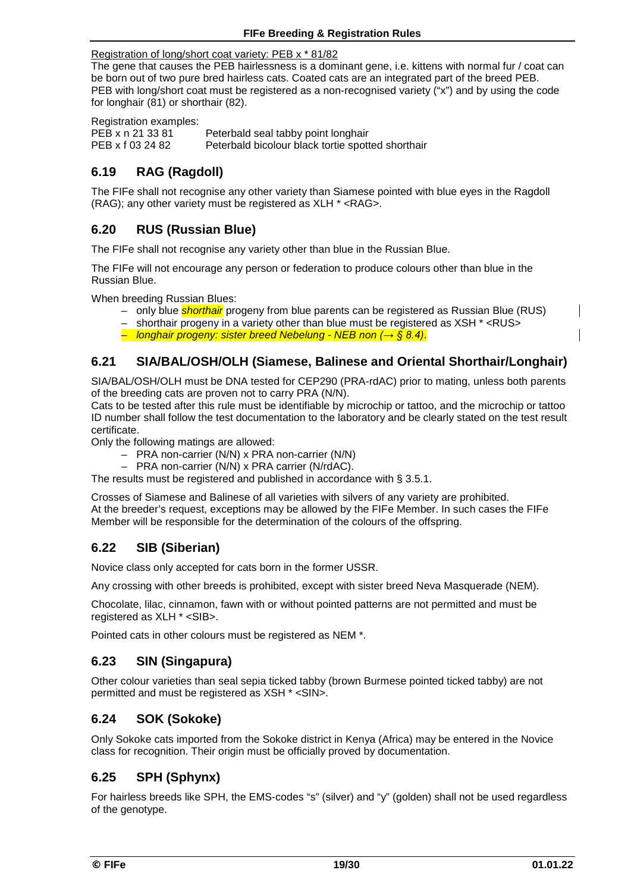Registration of long/short coat variety: PEB x * 81/82

The gene that causes the PEB hairlessness is a dominant gene, i.e. kittens with normal fur / coat can be born out of two pure bred hairless cats. Coated cats are an integrated part of the breed PEB. PEB with long/short coat must be registered as a non-recognised variety ("x") and by using the code for longhair (81) or shorthair (82).

Registration examples:

| | |
|---|---|
| PEB x n 21 33 81 | Peterbald seal tabby point longhair |
| PEB x f 03 24 82 | Peterbald bicolour black tortie spotted shorthair |

## 6.19 RAG (Ragdoll)

The FIFe shall not recognise any other variety than Siamese pointed with blue eyes in the Ragdoll (RAG); any other variety must be registered as XLH * <RAG>.

## 6.20 RUS (Russian Blue)

The FIFe shall not recognise any variety other than blue in the Russian Blue.

The FIFe will not encourage any person or federation to produce colours other than blue in the Russian Blue.

When breeding Russian Blues:

- only blue *shorthair* progeny from blue parents can be registered as Russian Blue (RUS)
- shorthair progeny in a variety other than blue must be registered as XSH * <RUS>
- *longhair progeny: sister breed Nebelung - NEB non (→ § 8.4).*

## 6.21 SIA/BAL/OSH/OLH (Siamese, Balinese and Oriental Shorthair/Longhair)

SIA/BAL/OSH/OLH must be DNA tested for CEP290 (PRA-rdAC) prior to mating, unless both parents of the breeding cats are proven not to carry PRA (N/N).

Cats to be tested after this rule must be identifiable by microchip or tattoo, and the microchip or tattoo ID number shall follow the test documentation to the laboratory and be clearly stated on the test result certificate.

Only the following matings are allowed:

- PRA non-carrier (N/N) x PRA non-carrier (N/N)
- PRA non-carrier (N/N) x PRA carrier (N/rdAC).

The results must be registered and published in accordance with § 3.5.1.

Crosses of Siamese and Balinese of all varieties with silvers of any variety are prohibited.
At the breeder's request, exceptions may be allowed by the FIFe Member. In such cases the FIFe Member will be responsible for the determination of the colours of the offspring.

## 6.22 SIB (Siberian)

Novice class only accepted for cats born in the former USSR.

Any crossing with other breeds is prohibited, except with sister breed Neva Masquerade (NEM).

Chocolate, lilac, cinnamon, fawn with or without pointed patterns are not permitted and must be registered as XLH * <SIB>.

Pointed cats in other colours must be registered as NEM *.

## 6.23 SIN (Singapura)

Other colour varieties than seal sepia ticked tabby (brown Burmese pointed ticked tabby) are not permitted and must be registered as XSH * <SIN>.

## 6.24 SOK (Sokoke)

Only Sokoke cats imported from the Sokoke district in Kenya (Africa) may be entered in the Novice class for recognition. Their origin must be officially proved by documentation.

## 6.25 SPH (Sphynx)

For hairless breeds like SPH, the EMS-codes "s" (silver) and "y" (golden) shall not be used regardless of the genotype.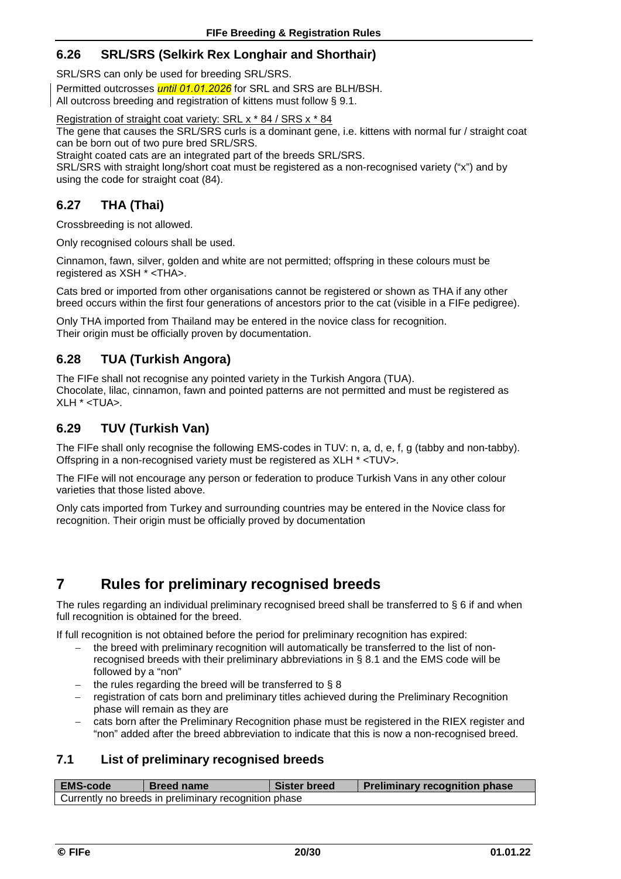## 6.26 SRL/SRS (Selkirk Rex Longhair and Shorthair)

SRL/SRS can only be used for breeding SRL/SRS.

Permitted outcrosses *until 01.01.2026* for SRL and SRS are BLH/BSH.
All outcross breeding and registration of kittens must follow § 9.1.

Registration of straight coat variety: SRL x * 84 / SRS x * 84

The gene that causes the SRL/SRS curls is a dominant gene, i.e. kittens with normal fur / straight coat can be born out of two pure bred SRL/SRS.

Straight coated cats are an integrated part of the breeds SRL/SRS.

SRL/SRS with straight long/short coat must be registered as a non-recognised variety ("x") and by using the code for straight coat (84).

## 6.27 THA (Thai)

Crossbreeding is not allowed.

Only recognised colours shall be used.

Cinnamon, fawn, silver, golden and white are not permitted; offspring in these colours must be registered as XSH * <THA>.

Cats bred or imported from other organisations cannot be registered or shown as THA if any other breed occurs within the first four generations of ancestors prior to the cat (visible in a FIFe pedigree).

Only THA imported from Thailand may be entered in the novice class for recognition.
Their origin must be officially proven by documentation.

## 6.28 TUA (Turkish Angora)

The FIFe shall not recognise any pointed variety in the Turkish Angora (TUA).
Chocolate, lilac, cinnamon, fawn and pointed patterns are not permitted and must be registered as XLH * <TUA>.

## 6.29 TUV (Turkish Van)

The FIFe shall only recognise the following EMS-codes in TUV: n, a, d, e, f, g (tabby and non-tabby). Offspring in a non-recognised variety must be registered as XLH * <TUV>.

The FIFe will not encourage any person or federation to produce Turkish Vans in any other colour varieties that those listed above.

Only cats imported from Turkey and surrounding countries may be entered in the Novice class for recognition. Their origin must be officially proved by documentation

# 7 Rules for preliminary recognised breeds

The rules regarding an individual preliminary recognised breed shall be transferred to § 6 if and when full recognition is obtained for the breed.

If full recognition is not obtained before the period for preliminary recognition has expired:

- the breed with preliminary recognition will automatically be transferred to the list of non-recognised breeds with their preliminary abbreviations in § 8.1 and the EMS code will be followed by a "non"
- the rules regarding the breed will be transferred to § 8
- registration of cats born and preliminary titles achieved during the Preliminary Recognition phase will remain as they are
- cats born after the Preliminary Recognition phase must be registered in the RIEX register and "non" added after the breed abbreviation to indicate that this is now a non-recognised breed.

## 7.1 List of preliminary recognised breeds

| EMS-code | Breed name | Sister breed | Preliminary recognition phase |
|---|---|---|---|
| Currently no breeds in preliminary recognition phase | | | |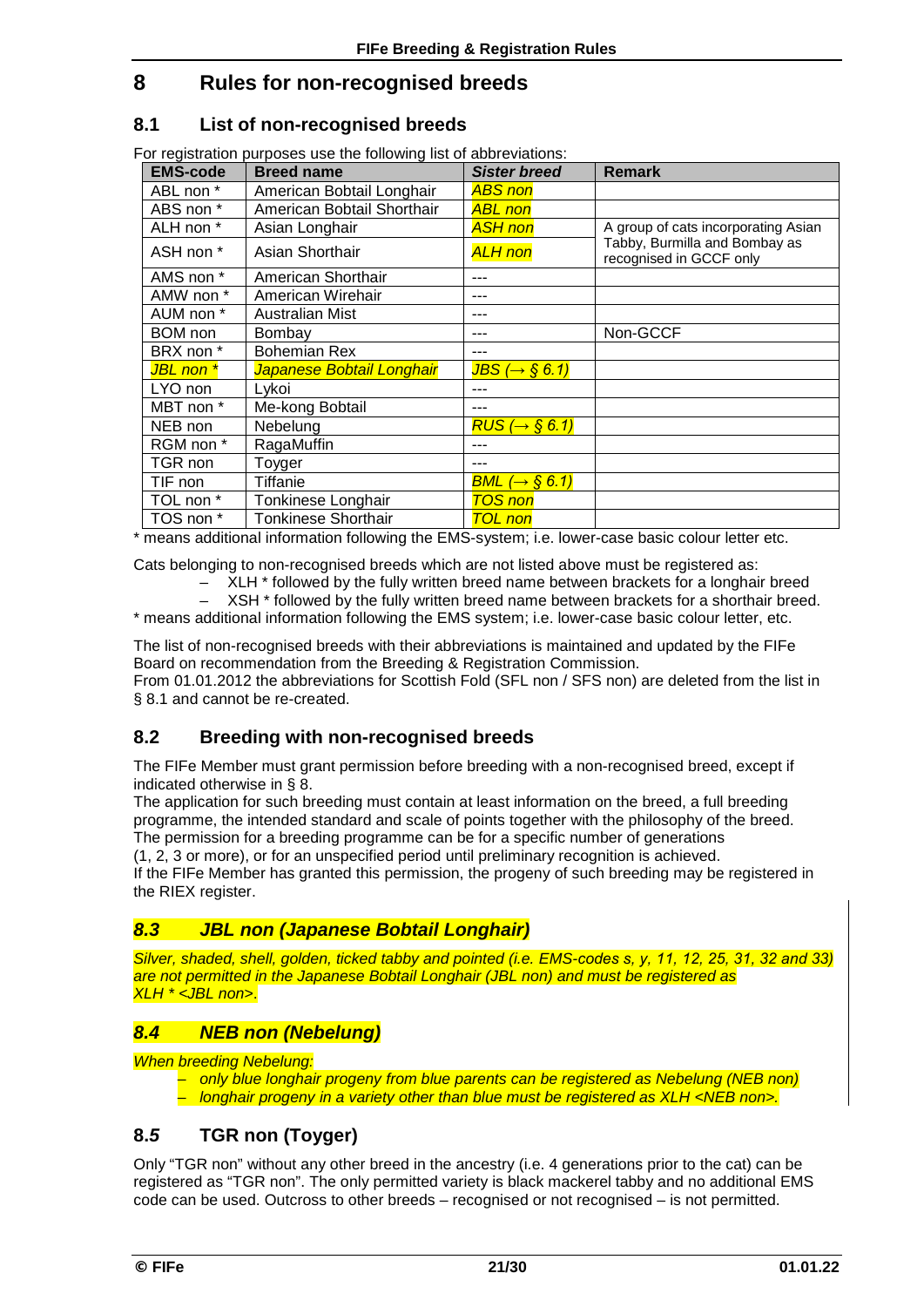# 8 Rules for non-recognised breeds

## 8.1 List of non-recognised breeds

For registration purposes use the following list of abbreviations:

| EMS-code | Breed name | *Sister breed* | Remark |
|---|---|---|---|
| ABL non * | American Bobtail Longhair | *ABS non* | |
| ABS non * | American Bobtail Shorthair | *ABL non* | |
| ALH non * | Asian Longhair | *ASH non* | A group of cats incorporating Asian Tabby, Burmilla and Bombay as recognised in GCCF only |
| ASH non * | Asian Shorthair | *ALH non* | |
| AMS non * | American Shorthair | --- | |
| AMW non * | American Wirehair | --- | |
| AUM non * | Australian Mist | --- | |
| BOM non | Bombay | --- | Non-GCCF |
| BRX non * | Bohemian Rex | --- | |
| *JBL non ** | *Japanese Bobtail Longhair* | *JBS (→ § 6.1)* | |
| LYO non | Lykoi | --- | |
| MBT non * | Me-kong Bobtail | --- | |
| NEB non | Nebelung | *RUS (→ § 6.1)* | |
| RGM non * | RagaMuffin | --- | |
| TGR non | Toyger | --- | |
| TIF non | Tiffanie | *BML (→ § 6.1)* | |
| TOL non * | Tonkinese Longhair | *TOS non* | |
| TOS non * | Tonkinese Shorthair | *TOL non* | |

* means additional information following the EMS-system; i.e. lower-case basic colour letter etc.

Cats belonging to non-recognised breeds which are not listed above must be registered as:

- XLH * followed by the fully written breed name between brackets for a longhair breed
- XSH * followed by the fully written breed name between brackets for a shorthair breed.

* means additional information following the EMS system; i.e. lower-case basic colour letter, etc.

The list of non-recognised breeds with their abbreviations is maintained and updated by the FIFe Board on recommendation from the Breeding & Registration Commission.
From 01.01.2012 the abbreviations for Scottish Fold (SFL non / SFS non) are deleted from the list in § 8.1 and cannot be re-created.

## 8.2 Breeding with non-recognised breeds

The FIFe Member must grant permission before breeding with a non-recognised breed, except if indicated otherwise in § 8.
The application for such breeding must contain at least information on the breed, a full breeding programme, the intended standard and scale of points together with the philosophy of the breed.
The permission for a breeding programme can be for a specific number of generations (1, 2, 3 or more), or for an unspecified period until preliminary recognition is achieved.
If the FIFe Member has granted this permission, the progeny of such breeding may be registered in the RIEX register.

## *8.3 JBL non (Japanese Bobtail Longhair)*

*Silver, shaded, shell, golden, ticked tabby and pointed (i.e. EMS-codes s, y, 11, 12, 25, 31, 32 and 33) are not permitted in the Japanese Bobtail Longhair (JBL non) and must be registered as XLH * <JBL non>.*

## *8.4 NEB non (Nebelung)*

*When breeding Nebelung:*

- *only blue longhair progeny from blue parents can be registered as Nebelung (NEB non)*
- *longhair progeny in a variety other than blue must be registered as XLH <NEB non>.*

## 8.5 TGR non (Toyger)

Only "TGR non" without any other breed in the ancestry (i.e. 4 generations prior to the cat) can be registered as "TGR non". The only permitted variety is black mackerel tabby and no additional EMS code can be used. Outcross to other breeds – recognised or not recognised – is not permitted.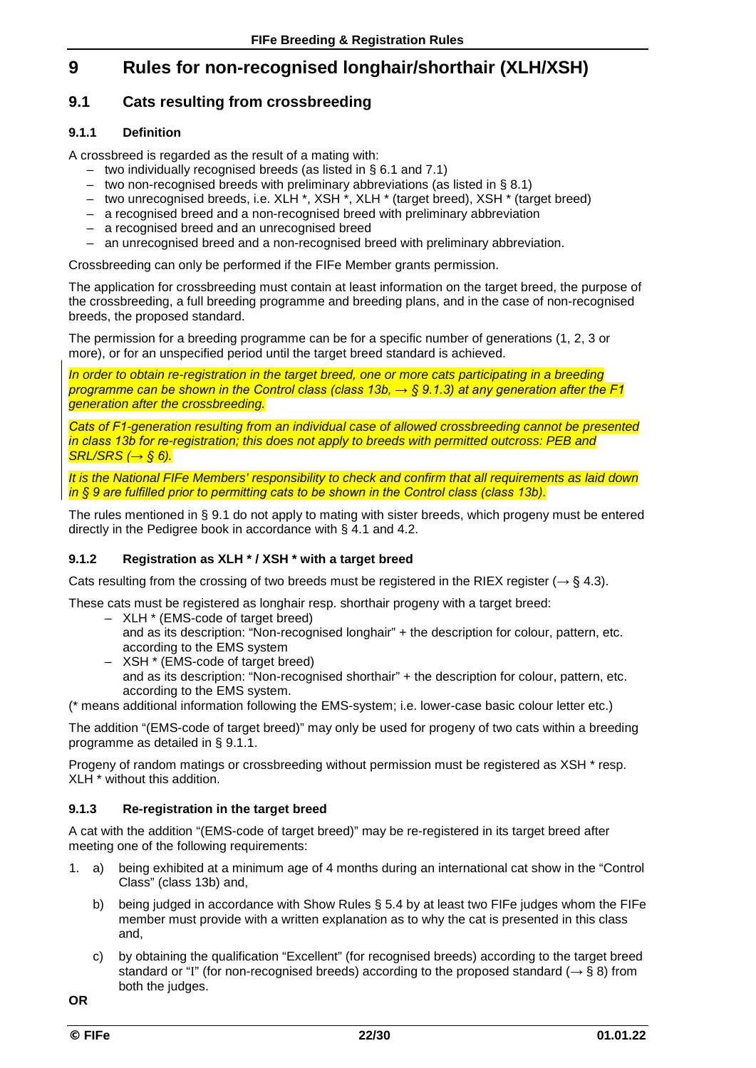# 9 Rules for non-recognised longhair/shorthair (XLH/XSH)

## 9.1 Cats resulting from crossbreeding

### 9.1.1 Definition

A crossbreed is regarded as the result of a mating with:

- two individually recognised breeds (as listed in § 6.1 and 7.1)
- two non-recognised breeds with preliminary abbreviations (as listed in § 8.1)
- two unrecognised breeds, i.e. XLH *, XSH *, XLH * (target breed), XSH * (target breed)
- a recognised breed and a non-recognised breed with preliminary abbreviation
- a recognised breed and an unrecognised breed
- an unrecognised breed and a non-recognised breed with preliminary abbreviation.

Crossbreeding can only be performed if the FIFe Member grants permission.

The application for crossbreeding must contain at least information on the target breed, the purpose of the crossbreeding, a full breeding programme and breeding plans, and in the case of non-recognised breeds, the proposed standard.

The permission for a breeding programme can be for a specific number of generations (1, 2, 3 or more), or for an unspecified period until the target breed standard is achieved.

*In order to obtain re-registration in the target breed, one or more cats participating in a breeding programme can be shown in the Control class (class 13b, → § 9.1.3) at any generation after the F1 generation after the crossbreeding.*

*Cats of F1-generation resulting from an individual case of allowed crossbreeding cannot be presented in class 13b for re-registration; this does not apply to breeds with permitted outcross: PEB and SRL/SRS (→ § 6).*

*It is the National FIFe Members' responsibility to check and confirm that all requirements as laid down in § 9 are fulfilled prior to permitting cats to be shown in the Control class (class 13b).*

The rules mentioned in § 9.1 do not apply to mating with sister breeds, which progeny must be entered directly in the Pedigree book in accordance with § 4.1 and 4.2.

### 9.1.2 Registration as XLH * / XSH * with a target breed

Cats resulting from the crossing of two breeds must be registered in the RIEX register (→ § 4.3).

These cats must be registered as longhair resp. shorthair progeny with a target breed:

- XLH * (EMS-code of target breed)
  and as its description: "Non-recognised longhair" + the description for colour, pattern, etc. according to the EMS system
- XSH * (EMS-code of target breed)
  and as its description: "Non-recognised shorthair" + the description for colour, pattern, etc. according to the EMS system.

(* means additional information following the EMS-system; i.e. lower-case basic colour letter etc.)

The addition "(EMS-code of target breed)" may only be used for progeny of two cats within a breeding programme as detailed in § 9.1.1.

Progeny of random matings or crossbreeding without permission must be registered as XSH * resp. XLH * without this addition.

### 9.1.3 Re-registration in the target breed

A cat with the addition "(EMS-code of target breed)" may be re-registered in its target breed after meeting one of the following requirements:

1. a) being exhibited at a minimum age of 4 months during an international cat show in the "Control Class" (class 13b) and,

   b) being judged in accordance with Show Rules § 5.4 by at least two FIFe judges whom the FIFe member must provide with a written explanation as to why the cat is presented in this class and,

   c) by obtaining the qualification "Excellent" (for recognised breeds) according to the target breed standard or "I" (for non-recognised breeds) according to the proposed standard (→ § 8) from both the judges.

**OR**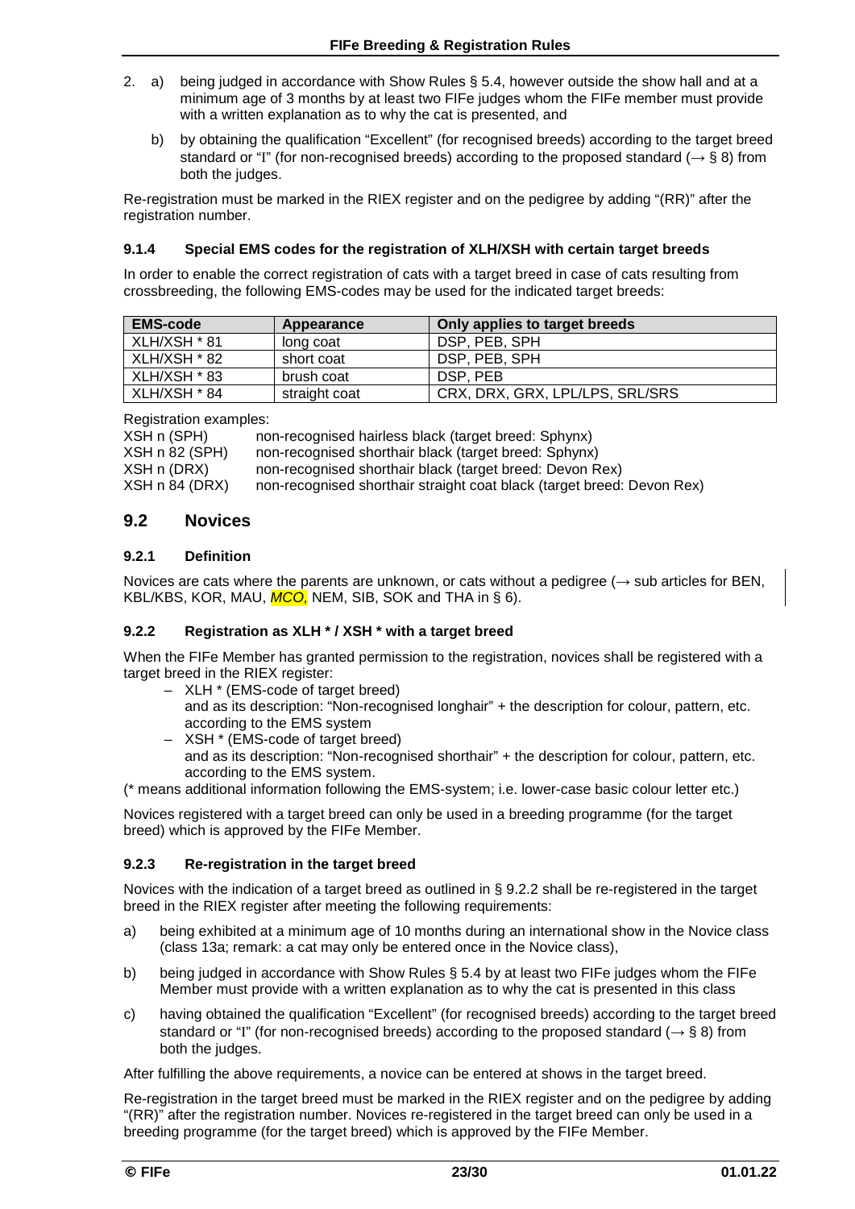2. a) being judged in accordance with Show Rules § 5.4, however outside the show hall and at a minimum age of 3 months by at least two FIFe judges whom the FIFe member must provide with a written explanation as to why the cat is presented, and

   b) by obtaining the qualification "Excellent" (for recognised breeds) according to the target breed standard or "I" (for non-recognised breeds) according to the proposed standard (→ § 8) from both the judges.

Re-registration must be marked in the RIEX register and on the pedigree by adding "(RR)" after the registration number.

#### 9.1.4 Special EMS codes for the registration of XLH/XSH with certain target breeds

In order to enable the correct registration of cats with a target breed in case of cats resulting from crossbreeding, the following EMS-codes may be used for the indicated target breeds:

| EMS-code | Appearance | Only applies to target breeds |
|---|---|---|
| XLH/XSH * 81 | long coat | DSP, PEB, SPH |
| XLH/XSH * 82 | short coat | DSP, PEB, SPH |
| XLH/XSH * 83 | brush coat | DSP, PEB |
| XLH/XSH * 84 | straight coat | CRX, DRX, GRX, LPL/LPS, SRL/SRS |

Registration examples:

| | |
|---|---|
| XSH n (SPH) | non-recognised hairless black (target breed: Sphynx) |
| XSH n 82 (SPH) | non-recognised shorthair black (target breed: Sphynx) |
| XSH n (DRX) | non-recognised shorthair black (target breed: Devon Rex) |
| XSH n 84 (DRX) | non-recognised shorthair straight coat black (target breed: Devon Rex) |

## 9.2 Novices

#### 9.2.1 Definition

Novices are cats where the parents are unknown, or cats without a pedigree (→ sub articles for BEN, KBL/KBS, KOR, MAU, *MCO*, NEM, SIB, SOK and THA in § 6).

#### 9.2.2 Registration as XLH * / XSH * with a target breed

When the FIFe Member has granted permission to the registration, novices shall be registered with a target breed in the RIEX register:

- XLH * (EMS-code of target breed)
  and as its description: "Non-recognised longhair" + the description for colour, pattern, etc. according to the EMS system
- XSH * (EMS-code of target breed)
  and as its description: "Non-recognised shorthair" + the description for colour, pattern, etc. according to the EMS system.

(* means additional information following the EMS-system; i.e. lower-case basic colour letter etc.)

Novices registered with a target breed can only be used in a breeding programme (for the target breed) which is approved by the FIFe Member.

#### 9.2.3 Re-registration in the target breed

Novices with the indication of a target breed as outlined in § 9.2.2 shall be re-registered in the target breed in the RIEX register after meeting the following requirements:

a) being exhibited at a minimum age of 10 months during an international show in the Novice class (class 13a; remark: a cat may only be entered once in the Novice class),

b) being judged in accordance with Show Rules § 5.4 by at least two FIFe judges whom the FIFe Member must provide with a written explanation as to why the cat is presented in this class

c) having obtained the qualification "Excellent" (for recognised breeds) according to the target breed standard or "I" (for non-recognised breeds) according to the proposed standard (→ § 8) from both the judges.

After fulfilling the above requirements, a novice can be entered at shows in the target breed.

Re-registration in the target breed must be marked in the RIEX register and on the pedigree by adding "(RR)" after the registration number. Novices re-registered in the target breed can only be used in a breeding programme (for the target breed) which is approved by the FIFe Member.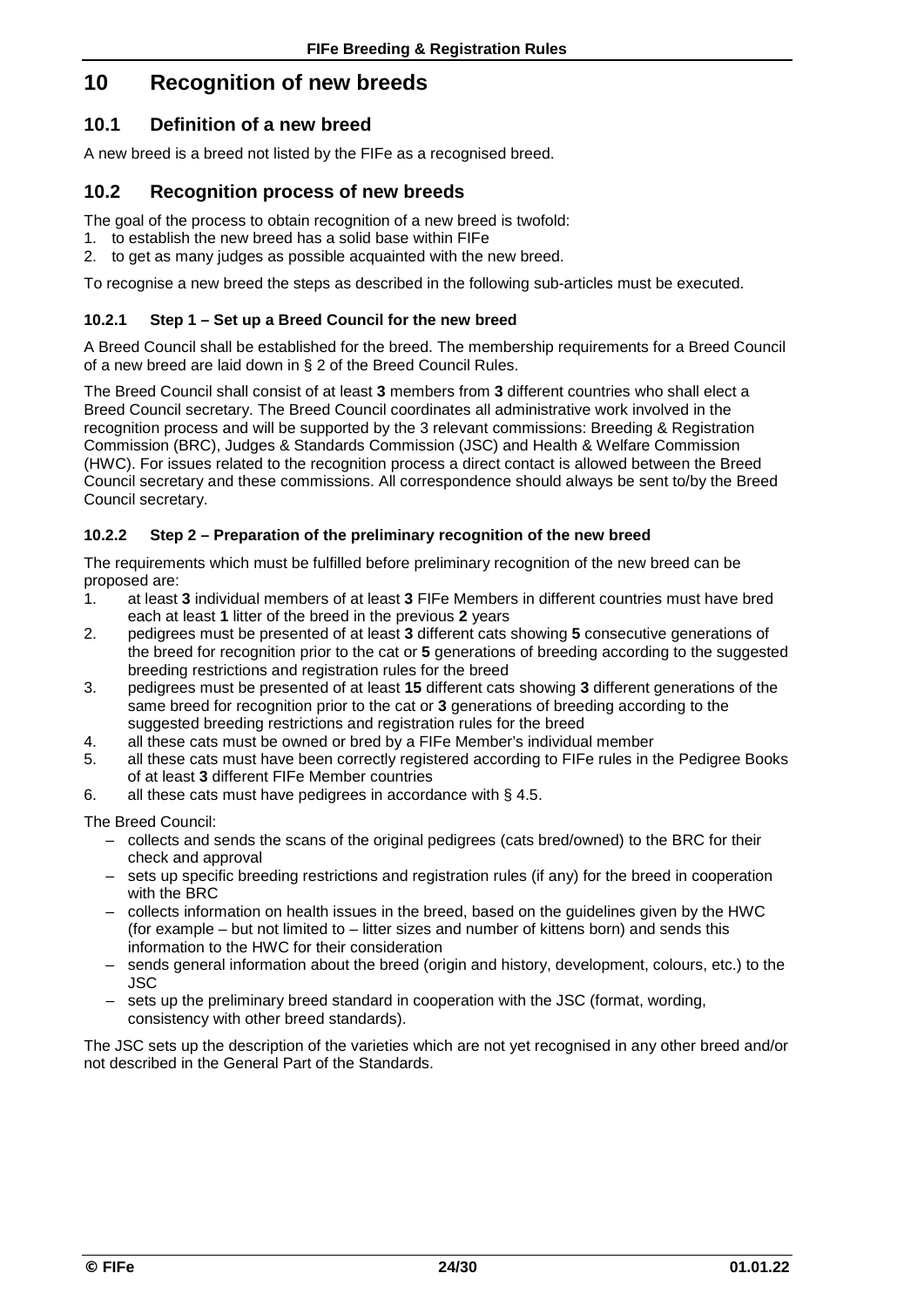# 10 Recognition of new breeds

## 10.1 Definition of a new breed

A new breed is a breed not listed by the FIFe as a recognised breed.

## 10.2 Recognition process of new breeds

The goal of the process to obtain recognition of a new breed is twofold:
1. to establish the new breed has a solid base within FIFe
2. to get as many judges as possible acquainted with the new breed.

To recognise a new breed the steps as described in the following sub-articles must be executed.

### 10.2.1 Step 1 – Set up a Breed Council for the new breed

A Breed Council shall be established for the breed. The membership requirements for a Breed Council of a new breed are laid down in § 2 of the Breed Council Rules.

The Breed Council shall consist of at least **3** members from **3** different countries who shall elect a Breed Council secretary. The Breed Council coordinates all administrative work involved in the recognition process and will be supported by the 3 relevant commissions: Breeding & Registration Commission (BRC), Judges & Standards Commission (JSC) and Health & Welfare Commission (HWC). For issues related to the recognition process a direct contact is allowed between the Breed Council secretary and these commissions. All correspondence should always be sent to/by the Breed Council secretary.

### 10.2.2 Step 2 – Preparation of the preliminary recognition of the new breed

The requirements which must be fulfilled before preliminary recognition of the new breed can be proposed are:
1. at least **3** individual members of at least **3** FIFe Members in different countries must have bred each at least **1** litter of the breed in the previous **2** years
2. pedigrees must be presented of at least **3** different cats showing **5** consecutive generations of the breed for recognition prior to the cat or **5** generations of breeding according to the suggested breeding restrictions and registration rules for the breed
3. pedigrees must be presented of at least **15** different cats showing **3** different generations of the same breed for recognition prior to the cat or **3** generations of breeding according to the suggested breeding restrictions and registration rules for the breed
4. all these cats must be owned or bred by a FIFe Member's individual member
5. all these cats must have been correctly registered according to FIFe rules in the Pedigree Books of at least **3** different FIFe Member countries
6. all these cats must have pedigrees in accordance with § 4.5.

The Breed Council:
- collects and sends the scans of the original pedigrees (cats bred/owned) to the BRC for their check and approval
- sets up specific breeding restrictions and registration rules (if any) for the breed in cooperation with the BRC
- collects information on health issues in the breed, based on the guidelines given by the HWC (for example – but not limited to – litter sizes and number of kittens born) and sends this information to the HWC for their consideration
- sends general information about the breed (origin and history, development, colours, etc.) to the JSC
- sets up the preliminary breed standard in cooperation with the JSC (format, wording, consistency with other breed standards).

The JSC sets up the description of the varieties which are not yet recognised in any other breed and/or not described in the General Part of the Standards.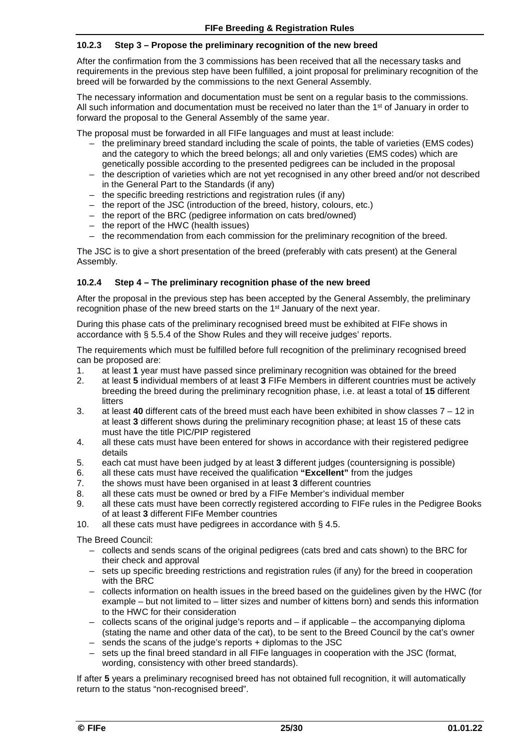#### 10.2.3 Step 3 – Propose the preliminary recognition of the new breed

After the confirmation from the 3 commissions has been received that all the necessary tasks and requirements in the previous step have been fulfilled, a joint proposal for preliminary recognition of the breed will be forwarded by the commissions to the next General Assembly.

The necessary information and documentation must be sent on a regular basis to the commissions. All such information and documentation must be received no later than the 1st of January in order to forward the proposal to the General Assembly of the same year.

The proposal must be forwarded in all FIFe languages and must at least include:

- the preliminary breed standard including the scale of points, the table of varieties (EMS codes) and the category to which the breed belongs; all and only varieties (EMS codes) which are genetically possible according to the presented pedigrees can be included in the proposal
- the description of varieties which are not yet recognised in any other breed and/or not described in the General Part to the Standards (if any)
- the specific breeding restrictions and registration rules (if any)
- the report of the JSC (introduction of the breed, history, colours, etc.)
- the report of the BRC (pedigree information on cats bred/owned)
- the report of the HWC (health issues)
- the recommendation from each commission for the preliminary recognition of the breed.

The JSC is to give a short presentation of the breed (preferably with cats present) at the General Assembly.

#### 10.2.4 Step 4 – The preliminary recognition phase of the new breed

After the proposal in the previous step has been accepted by the General Assembly, the preliminary recognition phase of the new breed starts on the 1st January of the next year.

During this phase cats of the preliminary recognised breed must be exhibited at FIFe shows in accordance with § 5.5.4 of the Show Rules and they will receive judges' reports.

The requirements which must be fulfilled before full recognition of the preliminary recognised breed can be proposed are:

1. at least **1** year must have passed since preliminary recognition was obtained for the breed
2. at least **5** individual members of at least **3** FIFe Members in different countries must be actively breeding the breed during the preliminary recognition phase, i.e. at least a total of **15** different litters
3. at least **40** different cats of the breed must each have been exhibited in show classes 7 – 12 in at least **3** different shows during the preliminary recognition phase; at least 15 of these cats must have the title PIC/PIP registered
4. all these cats must have been entered for shows in accordance with their registered pedigree details
5. each cat must have been judged by at least **3** different judges (countersigning is possible)
6. all these cats must have received the qualification **"Excellent"** from the judges
7. the shows must have been organised in at least **3** different countries
8. all these cats must be owned or bred by a FIFe Member's individual member
9. all these cats must have been correctly registered according to FIFe rules in the Pedigree Books of at least **3** different FIFe Member countries
10. all these cats must have pedigrees in accordance with § 4.5.

The Breed Council:

- collects and sends scans of the original pedigrees (cats bred and cats shown) to the BRC for their check and approval
- sets up specific breeding restrictions and registration rules (if any) for the breed in cooperation with the BRC
- collects information on health issues in the breed based on the guidelines given by the HWC (for example – but not limited to – litter sizes and number of kittens born) and sends this information to the HWC for their consideration
- collects scans of the original judge's reports and – if applicable – the accompanying diploma (stating the name and other data of the cat), to be sent to the Breed Council by the cat's owner
- sends the scans of the judge's reports + diplomas to the JSC
- sets up the final breed standard in all FIFe languages in cooperation with the JSC (format, wording, consistency with other breed standards).

If after **5** years a preliminary recognised breed has not obtained full recognition, it will automatically return to the status "non-recognised breed".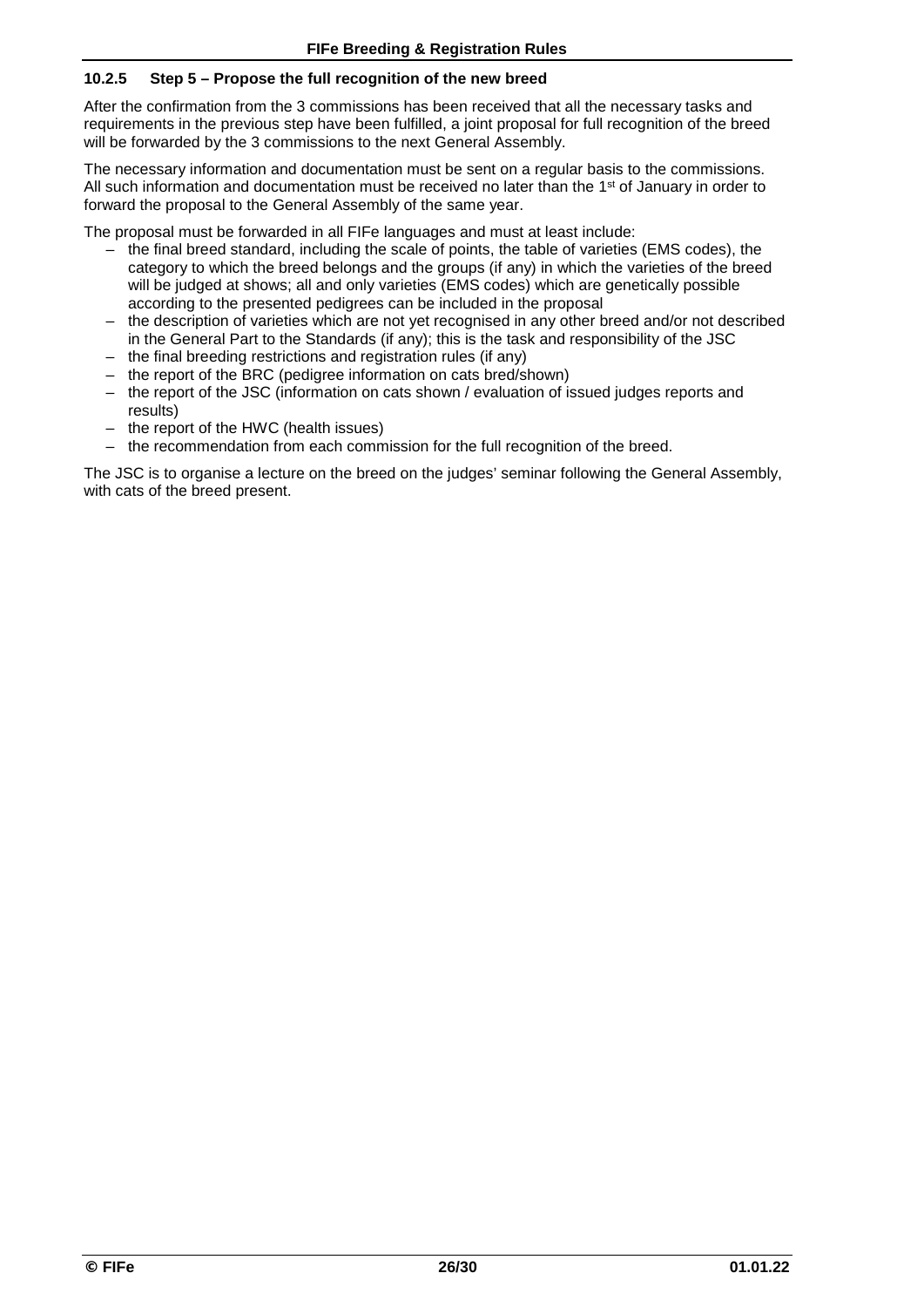### 10.2.5 Step 5 – Propose the full recognition of the new breed

After the confirmation from the 3 commissions has been received that all the necessary tasks and requirements in the previous step have been fulfilled, a joint proposal for full recognition of the breed will be forwarded by the 3 commissions to the next General Assembly.

The necessary information and documentation must be sent on a regular basis to the commissions. All such information and documentation must be received no later than the 1st of January in order to forward the proposal to the General Assembly of the same year.

The proposal must be forwarded in all FIFe languages and must at least include:

- the final breed standard, including the scale of points, the table of varieties (EMS codes), the category to which the breed belongs and the groups (if any) in which the varieties of the breed will be judged at shows; all and only varieties (EMS codes) which are genetically possible according to the presented pedigrees can be included in the proposal
- the description of varieties which are not yet recognised in any other breed and/or not described in the General Part to the Standards (if any); this is the task and responsibility of the JSC
- the final breeding restrictions and registration rules (if any)
- the report of the BRC (pedigree information on cats bred/shown)
- the report of the JSC (information on cats shown / evaluation of issued judges reports and results)
- the report of the HWC (health issues)
- the recommendation from each commission for the full recognition of the breed.

The JSC is to organise a lecture on the breed on the judges' seminar following the General Assembly, with cats of the breed present.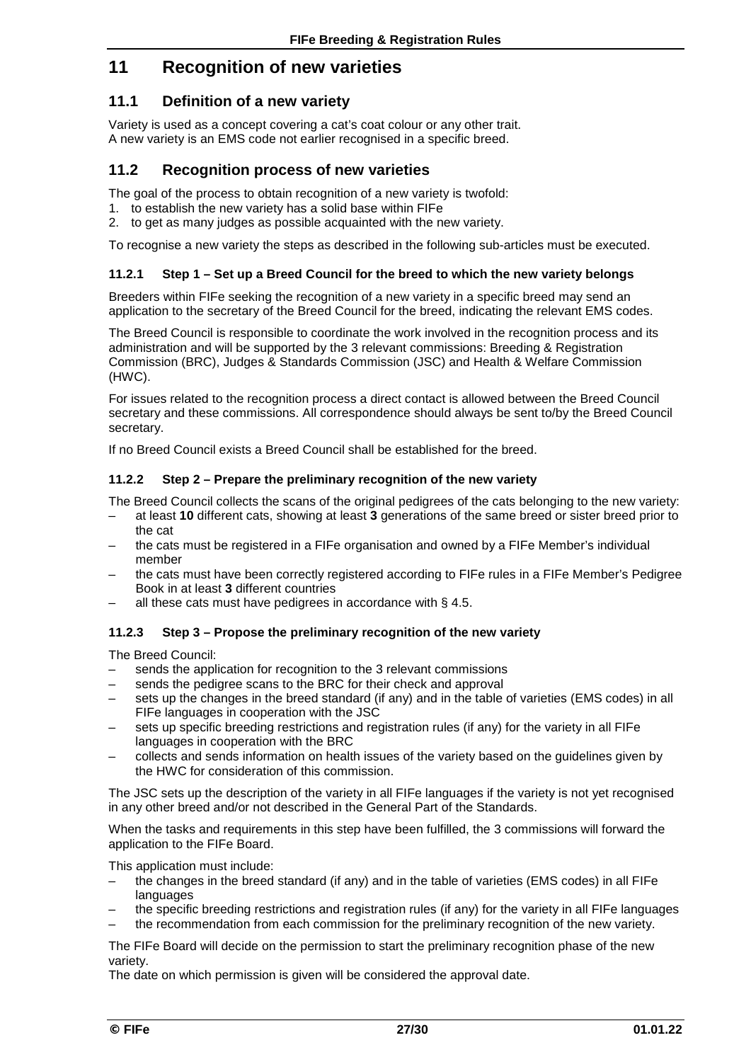# 11 Recognition of new varieties

## 11.1 Definition of a new variety

Variety is used as a concept covering a cat's coat colour or any other trait.
A new variety is an EMS code not earlier recognised in a specific breed.

## 11.2 Recognition process of new varieties

The goal of the process to obtain recognition of a new variety is twofold:

1. to establish the new variety has a solid base within FIFe
2. to get as many judges as possible acquainted with the new variety.

To recognise a new variety the steps as described in the following sub-articles must be executed.

### 11.2.1 Step 1 – Set up a Breed Council for the breed to which the new variety belongs

Breeders within FIFe seeking the recognition of a new variety in a specific breed may send an application to the secretary of the Breed Council for the breed, indicating the relevant EMS codes.

The Breed Council is responsible to coordinate the work involved in the recognition process and its administration and will be supported by the 3 relevant commissions: Breeding & Registration Commission (BRC), Judges & Standards Commission (JSC) and Health & Welfare Commission (HWC).

For issues related to the recognition process a direct contact is allowed between the Breed Council secretary and these commissions. All correspondence should always be sent to/by the Breed Council secretary.

If no Breed Council exists a Breed Council shall be established for the breed.

### 11.2.2 Step 2 – Prepare the preliminary recognition of the new variety

The Breed Council collects the scans of the original pedigrees of the cats belonging to the new variety:

- at least **10** different cats, showing at least **3** generations of the same breed or sister breed prior to the cat
- the cats must be registered in a FIFe organisation and owned by a FIFe Member's individual member
- the cats must have been correctly registered according to FIFe rules in a FIFe Member's Pedigree Book in at least **3** different countries
- all these cats must have pedigrees in accordance with § 4.5.

### 11.2.3 Step 3 – Propose the preliminary recognition of the new variety

The Breed Council:

- sends the application for recognition to the 3 relevant commissions
- sends the pedigree scans to the BRC for their check and approval
- sets up the changes in the breed standard (if any) and in the table of varieties (EMS codes) in all FIFe languages in cooperation with the JSC
- sets up specific breeding restrictions and registration rules (if any) for the variety in all FIFe languages in cooperation with the BRC
- collects and sends information on health issues of the variety based on the guidelines given by the HWC for consideration of this commission.

The JSC sets up the description of the variety in all FIFe languages if the variety is not yet recognised in any other breed and/or not described in the General Part of the Standards.

When the tasks and requirements in this step have been fulfilled, the 3 commissions will forward the application to the FIFe Board.

This application must include:

- the changes in the breed standard (if any) and in the table of varieties (EMS codes) in all FIFe languages
- the specific breeding restrictions and registration rules (if any) for the variety in all FIFe languages
- the recommendation from each commission for the preliminary recognition of the new variety.

The FIFe Board will decide on the permission to start the preliminary recognition phase of the new variety.
The date on which permission is given will be considered the approval date.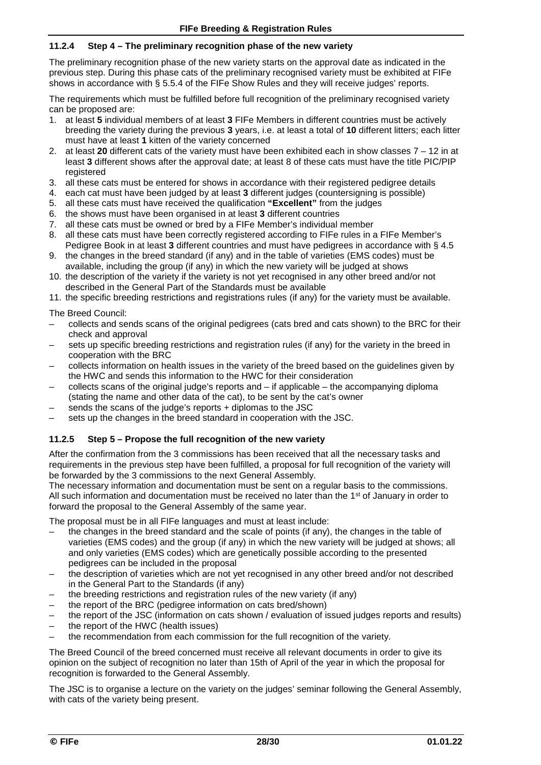### 11.2.4 Step 4 – The preliminary recognition phase of the new variety

The preliminary recognition phase of the new variety starts on the approval date as indicated in the previous step. During this phase cats of the preliminary recognised variety must be exhibited at FIFe shows in accordance with § 5.5.4 of the FIFe Show Rules and they will receive judges' reports.

The requirements which must be fulfilled before full recognition of the preliminary recognised variety can be proposed are:

1. at least **5** individual members of at least **3** FIFe Members in different countries must be actively breeding the variety during the previous **3** years, i.e. at least a total of **10** different litters; each litter must have at least **1** kitten of the variety concerned
2. at least **20** different cats of the variety must have been exhibited each in show classes 7 – 12 in at least **3** different shows after the approval date; at least 8 of these cats must have the title PIC/PIP registered
3. all these cats must be entered for shows in accordance with their registered pedigree details
4. each cat must have been judged by at least **3** different judges (countersigning is possible)
5. all these cats must have received the qualification **"Excellent"** from the judges
6. the shows must have been organised in at least **3** different countries
7. all these cats must be owned or bred by a FIFe Member's individual member
8. all these cats must have been correctly registered according to FIFe rules in a FIFe Member's Pedigree Book in at least **3** different countries and must have pedigrees in accordance with § 4.5
9. the changes in the breed standard (if any) and in the table of varieties (EMS codes) must be available, including the group (if any) in which the new variety will be judged at shows
10. the description of the variety if the variety is not yet recognised in any other breed and/or not described in the General Part of the Standards must be available
11. the specific breeding restrictions and registrations rules (if any) for the variety must be available.

The Breed Council:

- collects and sends scans of the original pedigrees (cats bred and cats shown) to the BRC for their check and approval
- sets up specific breeding restrictions and registration rules (if any) for the variety in the breed in cooperation with the BRC
- collects information on health issues in the variety of the breed based on the guidelines given by the HWC and sends this information to the HWC for their consideration
- collects scans of the original judge's reports and – if applicable – the accompanying diploma (stating the name and other data of the cat), to be sent by the cat's owner
- sends the scans of the judge's reports + diplomas to the JSC
- sets up the changes in the breed standard in cooperation with the JSC.

### 11.2.5 Step 5 – Propose the full recognition of the new variety

After the confirmation from the 3 commissions has been received that all the necessary tasks and requirements in the previous step have been fulfilled, a proposal for full recognition of the variety will be forwarded by the 3 commissions to the next General Assembly.

The necessary information and documentation must be sent on a regular basis to the commissions. All such information and documentation must be received no later than the 1st of January in order to forward the proposal to the General Assembly of the same year.

The proposal must be in all FIFe languages and must at least include:

- the changes in the breed standard and the scale of points (if any), the changes in the table of varieties (EMS codes) and the group (if any) in which the new variety will be judged at shows; all and only varieties (EMS codes) which are genetically possible according to the presented pedigrees can be included in the proposal
- the description of varieties which are not yet recognised in any other breed and/or not described in the General Part to the Standards (if any)
- the breeding restrictions and registration rules of the new variety (if any)
- the report of the BRC (pedigree information on cats bred/shown)
- the report of the JSC (information on cats shown / evaluation of issued judges reports and results)
- the report of the HWC (health issues)
- the recommendation from each commission for the full recognition of the variety.

The Breed Council of the breed concerned must receive all relevant documents in order to give its opinion on the subject of recognition no later than 15th of April of the year in which the proposal for recognition is forwarded to the General Assembly.

The JSC is to organise a lecture on the variety on the judges' seminar following the General Assembly, with cats of the variety being present.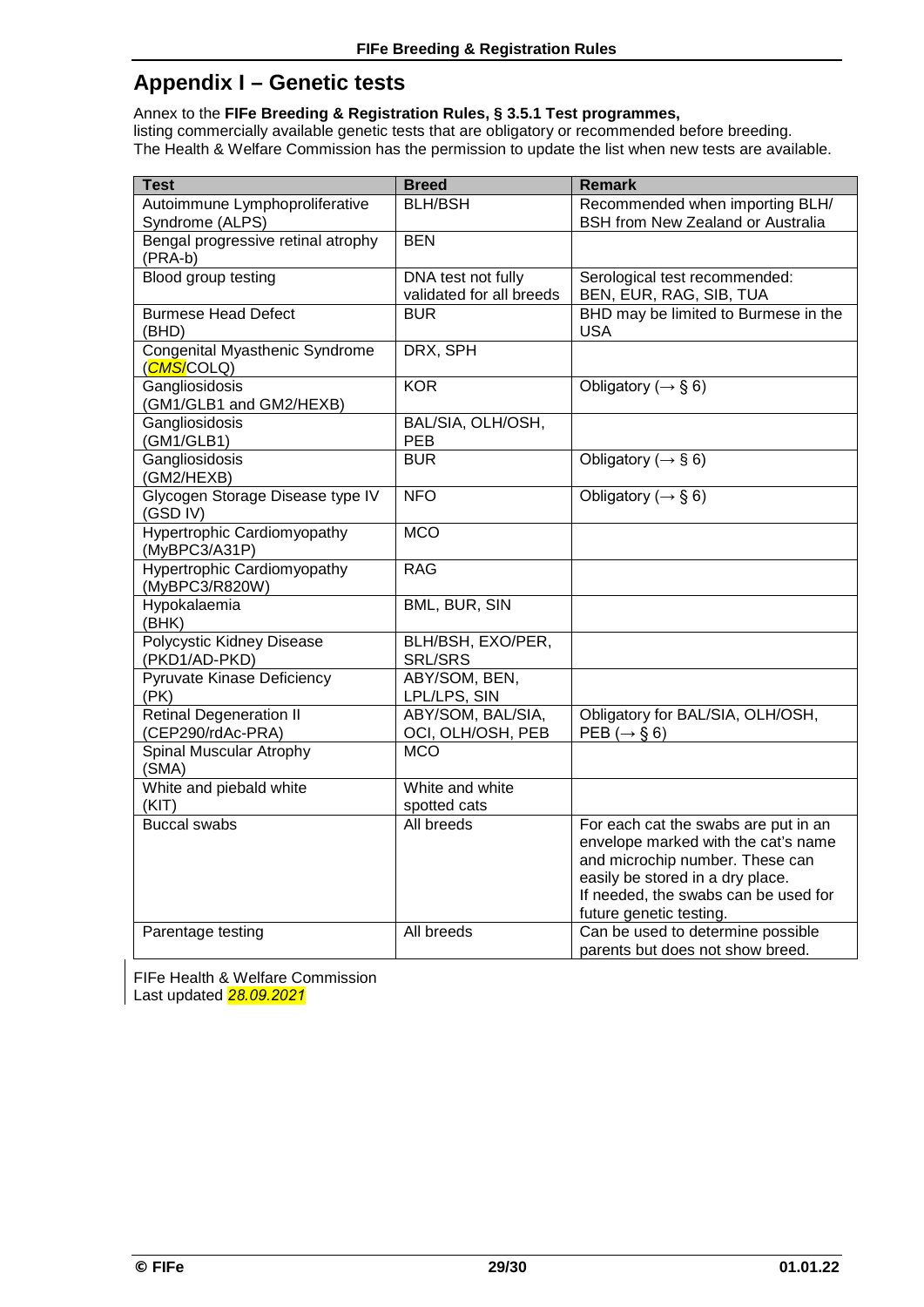## Appendix I – Genetic tests

Annex to the **FIFe Breeding & Registration Rules, § 3.5.1 Test programmes,**
listing commercially available genetic tests that are obligatory or recommended before breeding.
The Health & Welfare Commission has the permission to update the list when new tests are available.

| Test | Breed | Remark |
|---|---|---|
| Autoimmune Lymphoproliferative Syndrome (ALPS) | BLH/BSH | Recommended when importing BLH/ BSH from New Zealand or Australia |
| Bengal progressive retinal atrophy (PRA-b) | BEN | |
| Blood group testing | DNA test not fully validated for all breeds | Serological test recommended: BEN, EUR, RAG, SIB, TUA |
| Burmese Head Defect (BHD) | BUR | BHD may be limited to Burmese in the USA |
| Congenital Myasthenic Syndrome (*CMS*/COLQ) | DRX, SPH | |
| Gangliosidosis (GM1/GLB1 and GM2/HEXB) | KOR | Obligatory (→ § 6) |
| Gangliosidosis (GM1/GLB1) | BAL/SIA, OLH/OSH, PEB | |
| Gangliosidosis (GM2/HEXB) | BUR | Obligatory (→ § 6) |
| Glycogen Storage Disease type IV (GSD IV) | NFO | Obligatory (→ § 6) |
| Hypertrophic Cardiomyopathy (MyBPC3/A31P) | MCO | |
| Hypertrophic Cardiomyopathy (MyBPC3/R820W) | RAG | |
| Hypokalaemia (BHK) | BML, BUR, SIN | |
| Polycystic Kidney Disease (PKD1/AD-PKD) | BLH/BSH, EXO/PER, SRL/SRS | |
| Pyruvate Kinase Deficiency (PK) | ABY/SOM, BEN, LPL/LPS, SIN | |
| Retinal Degeneration II (CEP290/rdAc-PRA) | ABY/SOM, BAL/SIA, OCI, OLH/OSH, PEB | Obligatory for BAL/SIA, OLH/OSH, PEB (→ § 6) |
| Spinal Muscular Atrophy (SMA) | MCO | |
| White and piebald white (KIT) | White and white spotted cats | |
| Buccal swabs | All breeds | For each cat the swabs are put in an envelope marked with the cat's name and microchip number. These can easily be stored in a dry place. If needed, the swabs can be used for future genetic testing. |
| Parentage testing | All breeds | Can be used to determine possible parents but does not show breed. |

FIFe Health & Welfare Commission
Last updated *28.09.2021*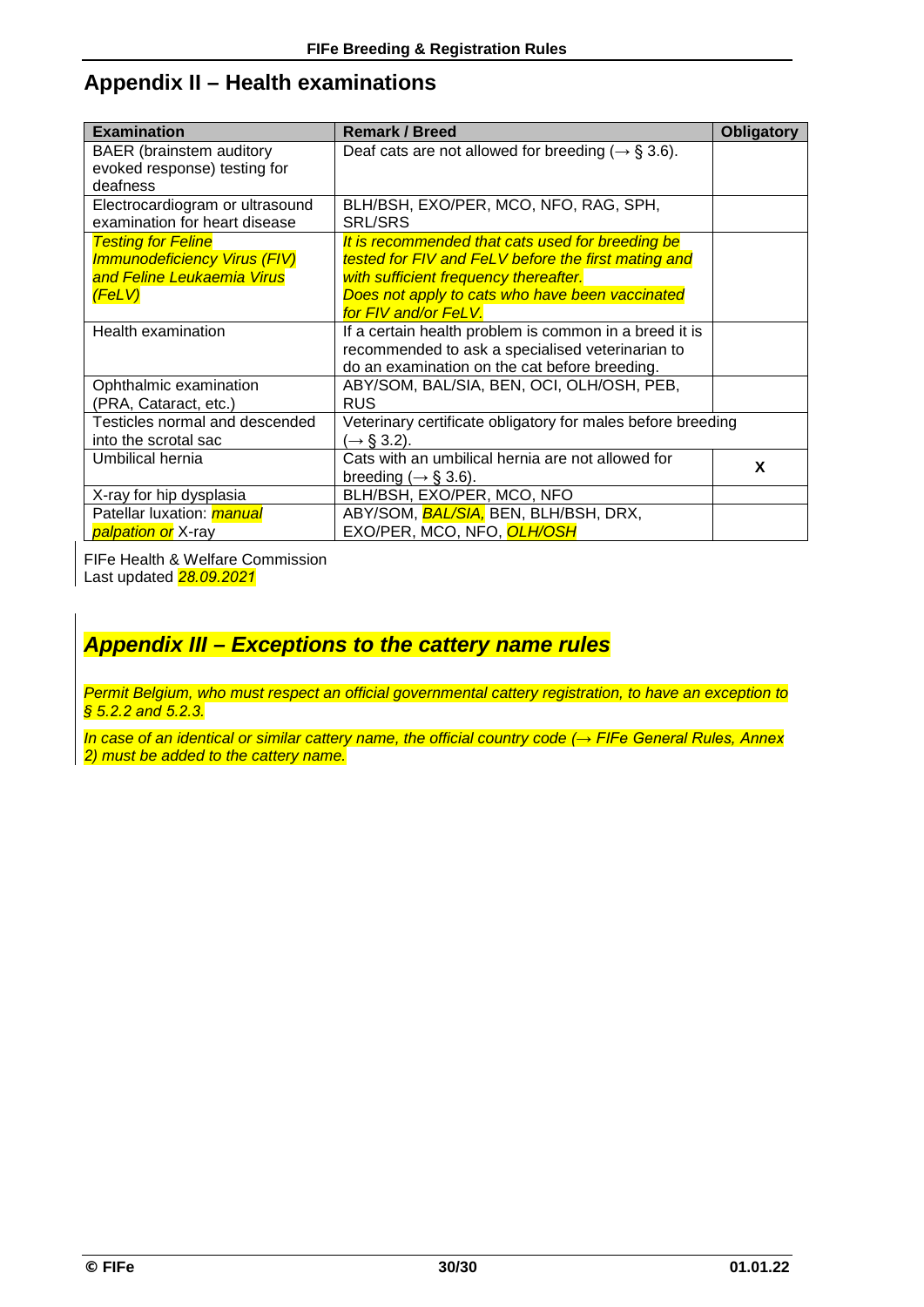## Appendix II – Health examinations

| Examination | Remark / Breed | Obligatory |
|---|---|---|
| BAER (brainstem auditory evoked response) testing for deafness | Deaf cats are not allowed for breeding (→ § 3.6). | |
| Electrocardiogram or ultrasound examination for heart disease | BLH/BSH, EXO/PER, MCO, NFO, RAG, SPH, SRL/SRS | |
| *Testing for Feline Immunodeficiency Virus (FIV) and Feline Leukaemia Virus (FeLV)* | *It is recommended that cats used for breeding be tested for FIV and FeLV before the first mating and with sufficient frequency thereafter. Does not apply to cats who have been vaccinated for FIV and/or FeLV.* | |
| Health examination | If a certain health problem is common in a breed it is recommended to ask a specialised veterinarian to do an examination on the cat before breeding. | |
| Ophthalmic examination (PRA, Cataract, etc.) | ABY/SOM, BAL/SIA, BEN, OCI, OLH/OSH, PEB, RUS | |
| Testicles normal and descended into the scrotal sac | Veterinary certificate obligatory for males before breeding (→ § 3.2). | |
| Umbilical hernia | Cats with an umbilical hernia are not allowed for breeding (→ § 3.6). | X |
| X-ray for hip dysplasia | BLH/BSH, EXO/PER, MCO, NFO | |
| Patellar luxation: *manual palpation or* X-ray | ABY/SOM, *BAL/SIA,* BEN, BLH/BSH, DRX, EXO/PER, MCO, NFO, *OLH/OSH* | |

FIFe Health & Welfare Commission
Last updated *28.09.2021*

## *Appendix III – Exceptions to the cattery name rules*

*Permit Belgium, who must respect an official governmental cattery registration, to have an exception to § 5.2.2 and 5.2.3.*

*In case of an identical or similar cattery name, the official country code (→ FIFe General Rules, Annex 2) must be added to the cattery name.*